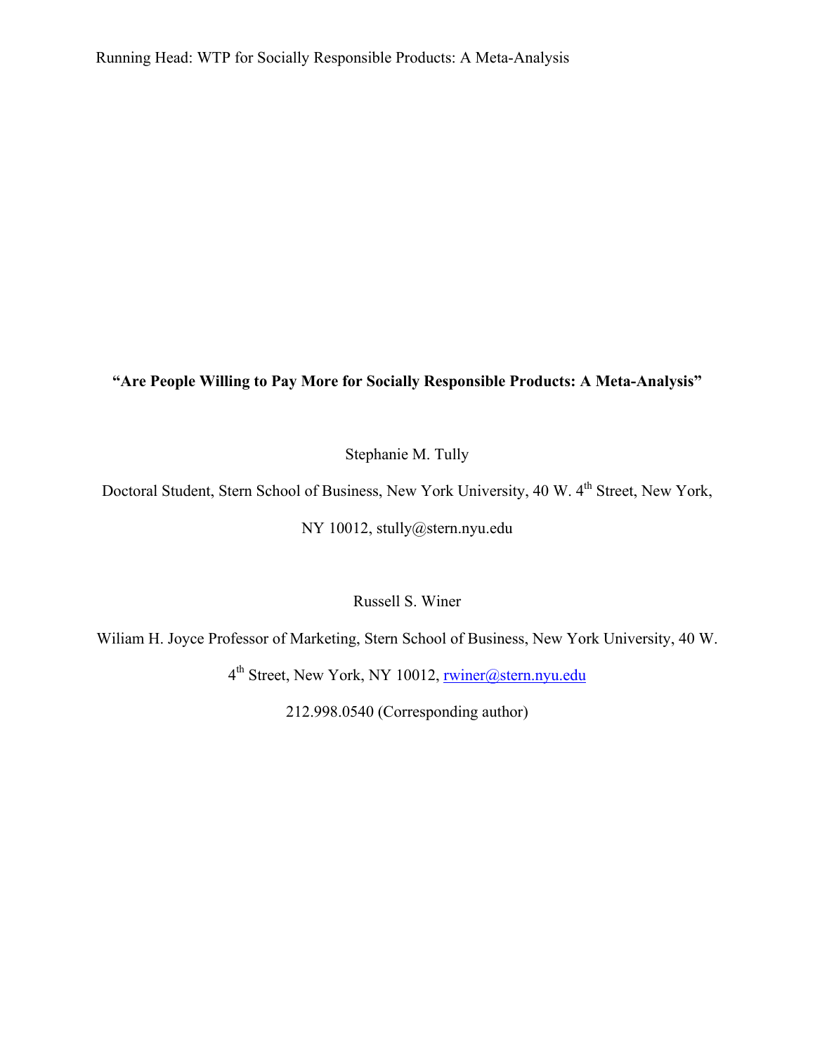**"Are People Willing to Pay More for Socially Responsible Products: A Meta-Analysis"**

Stephanie M. Tully

Doctoral Student, Stern School of Business, New York University, 40 W. 4th Street, New York, NY 10012, stully@stern.nyu.edu

Russell S. Winer

Wiliam H. Joyce Professor of Marketing, Stern School of Business, New York University, 40 W. 4th Street, New York, NY 10012, rwiner@stern.nyu.edu

212.998.0540 (Corresponding author)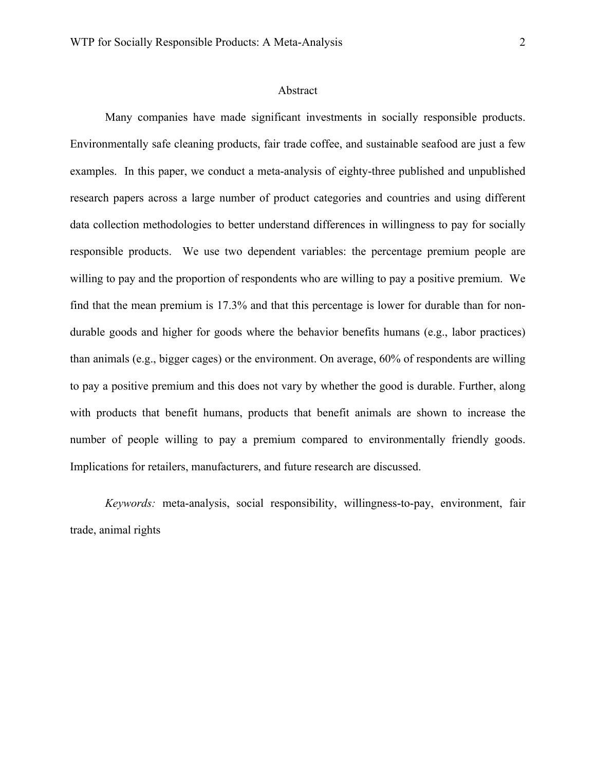## Abstract

Many companies have made significant investments in socially responsible products. Environmentally safe cleaning products, fair trade coffee, and sustainable seafood are just a few examples. In this paper, we conduct a meta-analysis of eighty-three published and unpublished research papers across a large number of product categories and countries and using different data collection methodologies to better understand differences in willingness to pay for socially responsible products. We use two dependent variables: the percentage premium people are willing to pay and the proportion of respondents who are willing to pay a positive premium. We find that the mean premium is 17.3% and that this percentage is lower for durable than for non-durable goods and higher for goods where the behavior benefits humans (e.g., labor practices) than animals (e.g., bigger cages) or the environment. On average, 60% of respondents are willing to pay a positive premium and this does not vary by whether the good is durable. Further, along with products that benefit humans, products that benefit animals are shown to increase the number of people willing to pay a premium compared to environmentally friendly goods. Implications for retailers, manufacturers, and future research are discussed.

*Keywords:* meta-analysis, social responsibility, willingness-to-pay, environment, fair trade, animal rights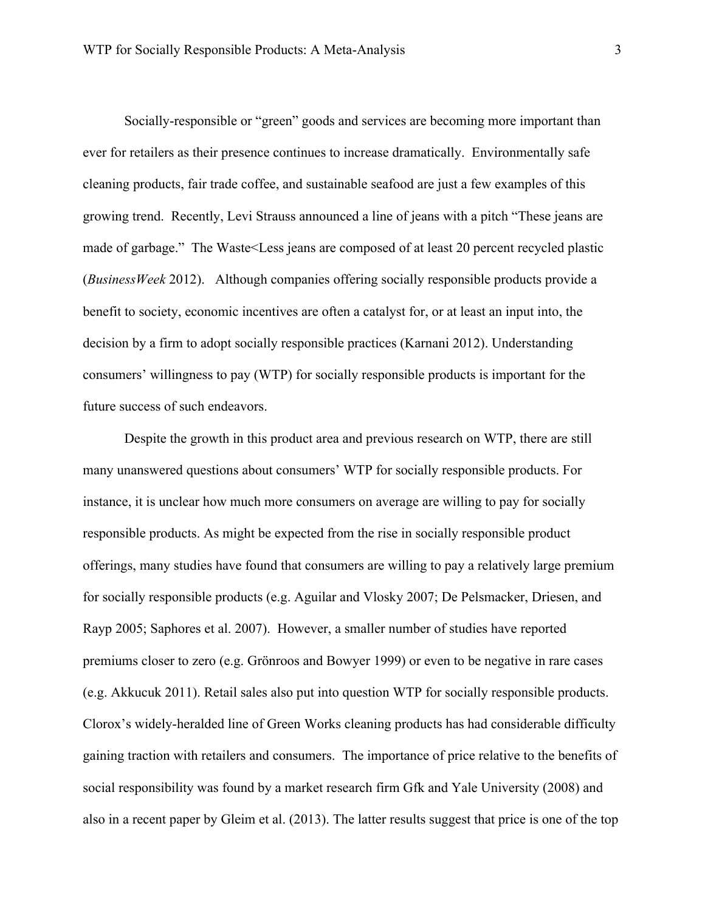Socially-responsible or "green" goods and services are becoming more important than ever for retailers as their presence continues to increase dramatically. Environmentally safe cleaning products, fair trade coffee, and sustainable seafood are just a few examples of this growing trend. Recently, Levi Strauss announced a line of jeans with a pitch "These jeans are made of garbage." The Waste<Less jeans are composed of at least 20 percent recycled plastic (*BusinessWeek* 2012). Although companies offering socially responsible products provide a benefit to society, economic incentives are often a catalyst for, or at least an input into, the decision by a firm to adopt socially responsible practices (Karnani 2012). Understanding consumers' willingness to pay (WTP) for socially responsible products is important for the future success of such endeavors.

Despite the growth in this product area and previous research on WTP, there are still many unanswered questions about consumers' WTP for socially responsible products. For instance, it is unclear how much more consumers on average are willing to pay for socially responsible products. As might be expected from the rise in socially responsible product offerings, many studies have found that consumers are willing to pay a relatively large premium for socially responsible products (e.g. Aguilar and Vlosky 2007; De Pelsmacker, Driesen, and Rayp 2005; Saphores et al. 2007). However, a smaller number of studies have reported premiums closer to zero (e.g. Grönroos and Bowyer 1999) or even to be negative in rare cases (e.g. Akkucuk 2011). Retail sales also put into question WTP for socially responsible products. Clorox's widely-heralded line of Green Works cleaning products has had considerable difficulty gaining traction with retailers and consumers. The importance of price relative to the benefits of social responsibility was found by a market research firm Gfk and Yale University (2008) and also in a recent paper by Gleim et al. (2013). The latter results suggest that price is one of the top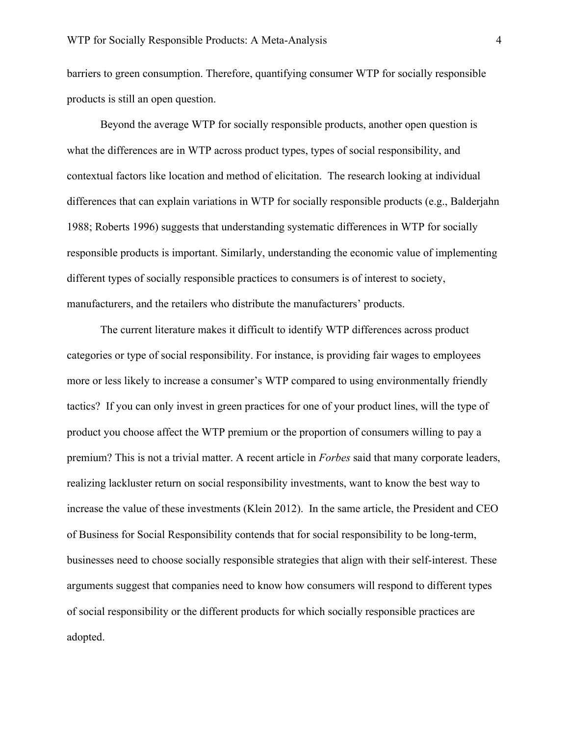barriers to green consumption. Therefore, quantifying consumer WTP for socially responsible products is still an open question.

Beyond the average WTP for socially responsible products, another open question is what the differences are in WTP across product types, types of social responsibility, and contextual factors like location and method of elicitation. The research looking at individual differences that can explain variations in WTP for socially responsible products (e.g., Balderjahn 1988; Roberts 1996) suggests that understanding systematic differences in WTP for socially responsible products is important. Similarly, understanding the economic value of implementing different types of socially responsible practices to consumers is of interest to society, manufacturers, and the retailers who distribute the manufacturers' products.

The current literature makes it difficult to identify WTP differences across product categories or type of social responsibility. For instance, is providing fair wages to employees more or less likely to increase a consumer's WTP compared to using environmentally friendly tactics? If you can only invest in green practices for one of your product lines, will the type of product you choose affect the WTP premium or the proportion of consumers willing to pay a premium? This is not a trivial matter. A recent article in *Forbes* said that many corporate leaders, realizing lackluster return on social responsibility investments, want to know the best way to increase the value of these investments (Klein 2012). In the same article, the President and CEO of Business for Social Responsibility contends that for social responsibility to be long-term, businesses need to choose socially responsible strategies that align with their self-interest. These arguments suggest that companies need to know how consumers will respond to different types of social responsibility or the different products for which socially responsible practices are adopted.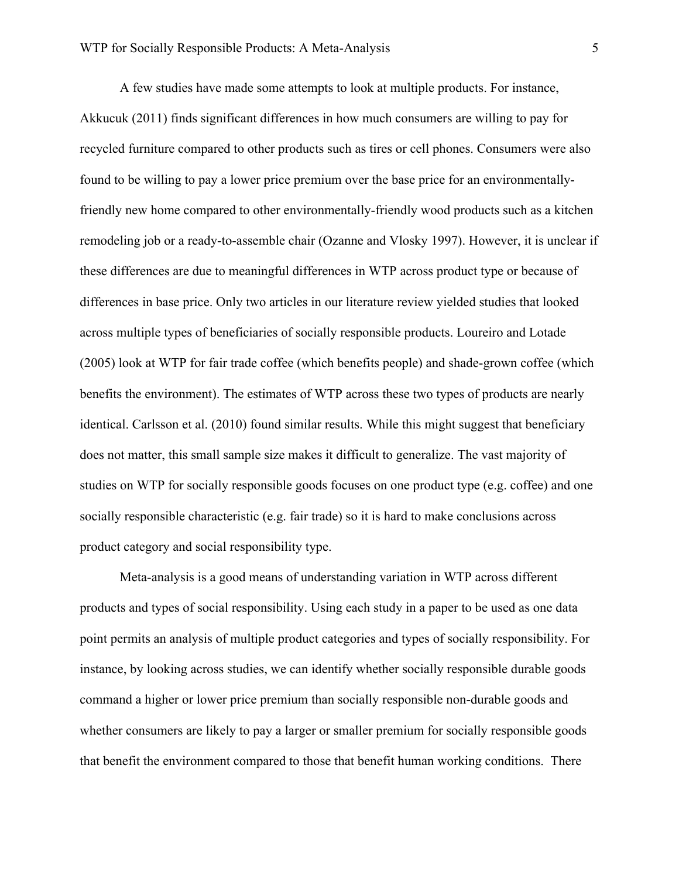A few studies have made some attempts to look at multiple products. For instance, Akkucuk (2011) finds significant differences in how much consumers are willing to pay for recycled furniture compared to other products such as tires or cell phones. Consumers were also found to be willing to pay a lower price premium over the base price for an environmentally-friendly new home compared to other environmentally-friendly wood products such as a kitchen remodeling job or a ready-to-assemble chair (Ozanne and Vlosky 1997). However, it is unclear if these differences are due to meaningful differences in WTP across product type or because of differences in base price. Only two articles in our literature review yielded studies that looked across multiple types of beneficiaries of socially responsible products. Loureiro and Lotade (2005) look at WTP for fair trade coffee (which benefits people) and shade-grown coffee (which benefits the environment). The estimates of WTP across these two types of products are nearly identical. Carlsson et al. (2010) found similar results. While this might suggest that beneficiary does not matter, this small sample size makes it difficult to generalize. The vast majority of studies on WTP for socially responsible goods focuses on one product type (e.g. coffee) and one socially responsible characteristic (e.g. fair trade) so it is hard to make conclusions across product category and social responsibility type.

Meta-analysis is a good means of understanding variation in WTP across different products and types of social responsibility. Using each study in a paper to be used as one data point permits an analysis of multiple product categories and types of socially responsibility. For instance, by looking across studies, we can identify whether socially responsible durable goods command a higher or lower price premium than socially responsible non-durable goods and whether consumers are likely to pay a larger or smaller premium for socially responsible goods that benefit the environment compared to those that benefit human working conditions. There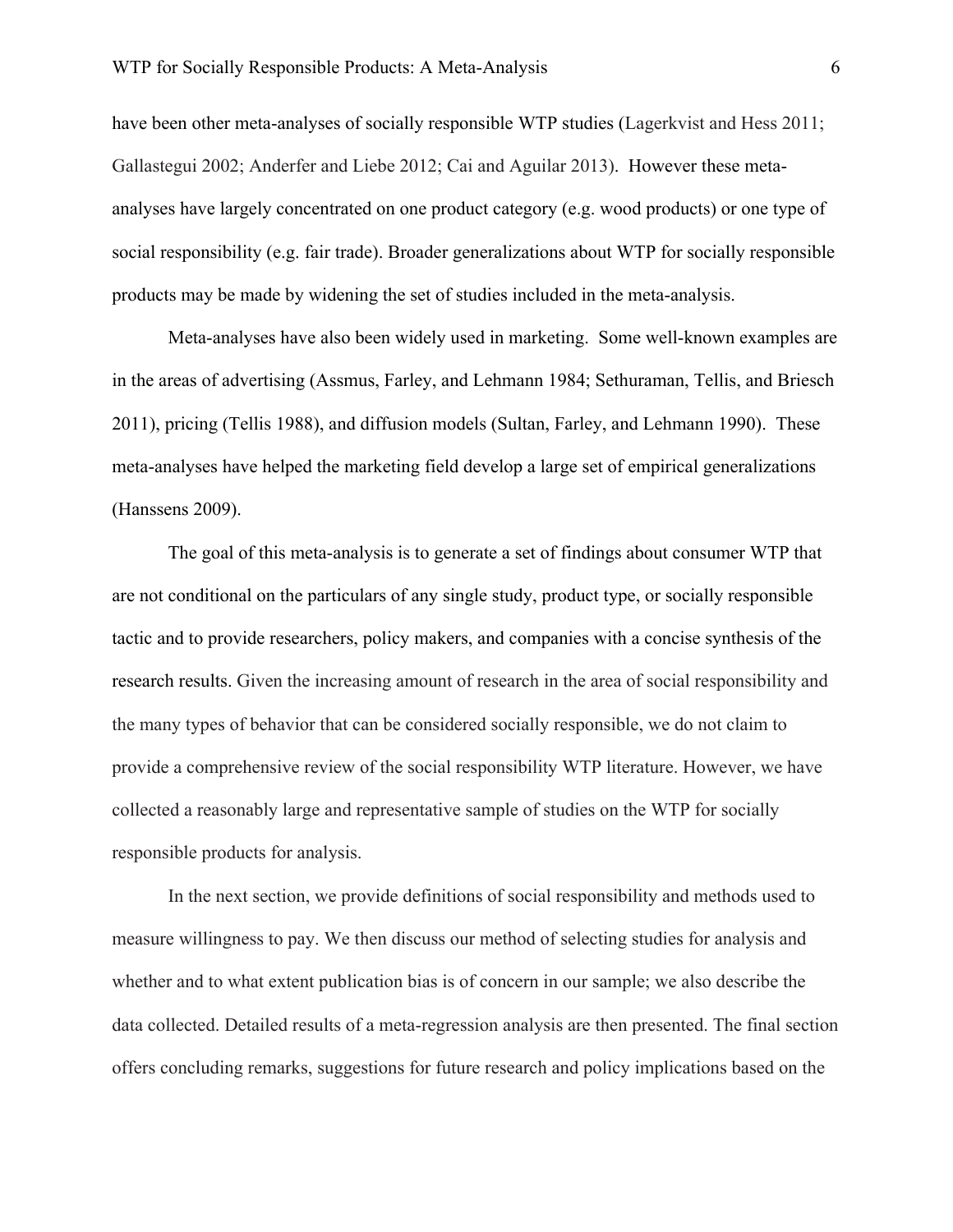have been other meta-analyses of socially responsible WTP studies (Lagerkvist and Hess 2011; Gallastegui 2002; Anderfer and Liebe 2012; Cai and Aguilar 2013). However these meta-analyses have largely concentrated on one product category (e.g. wood products) or one type of social responsibility (e.g. fair trade). Broader generalizations about WTP for socially responsible products may be made by widening the set of studies included in the meta-analysis.

Meta-analyses have also been widely used in marketing. Some well-known examples are in the areas of advertising (Assmus, Farley, and Lehmann 1984; Sethuraman, Tellis, and Briesch 2011), pricing (Tellis 1988), and diffusion models (Sultan, Farley, and Lehmann 1990). These meta-analyses have helped the marketing field develop a large set of empirical generalizations (Hanssens 2009).

The goal of this meta-analysis is to generate a set of findings about consumer WTP that are not conditional on the particulars of any single study, product type, or socially responsible tactic and to provide researchers, policy makers, and companies with a concise synthesis of the research results. Given the increasing amount of research in the area of social responsibility and the many types of behavior that can be considered socially responsible, we do not claim to provide a comprehensive review of the social responsibility WTP literature. However, we have collected a reasonably large and representative sample of studies on the WTP for socially responsible products for analysis.

In the next section, we provide definitions of social responsibility and methods used to measure willingness to pay. We then discuss our method of selecting studies for analysis and whether and to what extent publication bias is of concern in our sample; we also describe the data collected. Detailed results of a meta-regression analysis are then presented. The final section offers concluding remarks, suggestions for future research and policy implications based on the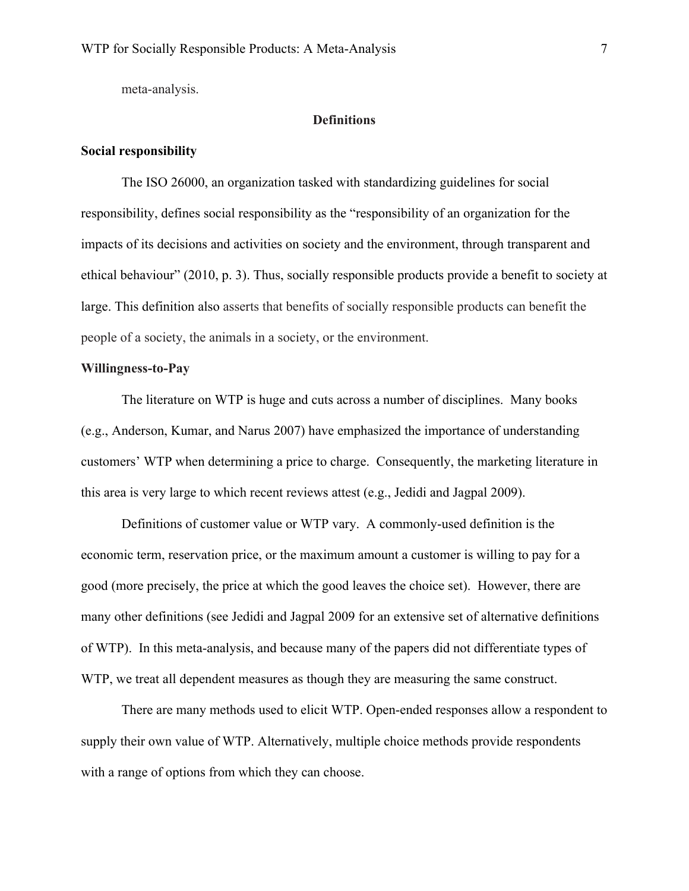meta-analysis.

## Definitions

### Social responsibility

The ISO 26000, an organization tasked with standardizing guidelines for social responsibility, defines social responsibility as the "responsibility of an organization for the impacts of its decisions and activities on society and the environment, through transparent and ethical behaviour" (2010, p. 3). Thus, socially responsible products provide a benefit to society at large. This definition also asserts that benefits of socially responsible products can benefit the people of a society, the animals in a society, or the environment.

### Willingness-to-Pay

The literature on WTP is huge and cuts across a number of disciplines. Many books (e.g., Anderson, Kumar, and Narus 2007) have emphasized the importance of understanding customers' WTP when determining a price to charge. Consequently, the marketing literature in this area is very large to which recent reviews attest (e.g., Jedidi and Jagpal 2009).

Definitions of customer value or WTP vary. A commonly-used definition is the economic term, reservation price, or the maximum amount a customer is willing to pay for a good (more precisely, the price at which the good leaves the choice set). However, there are many other definitions (see Jedidi and Jagpal 2009 for an extensive set of alternative definitions of WTP). In this meta-analysis, and because many of the papers did not differentiate types of WTP, we treat all dependent measures as though they are measuring the same construct.

There are many methods used to elicit WTP. Open-ended responses allow a respondent to supply their own value of WTP. Alternatively, multiple choice methods provide respondents with a range of options from which they can choose.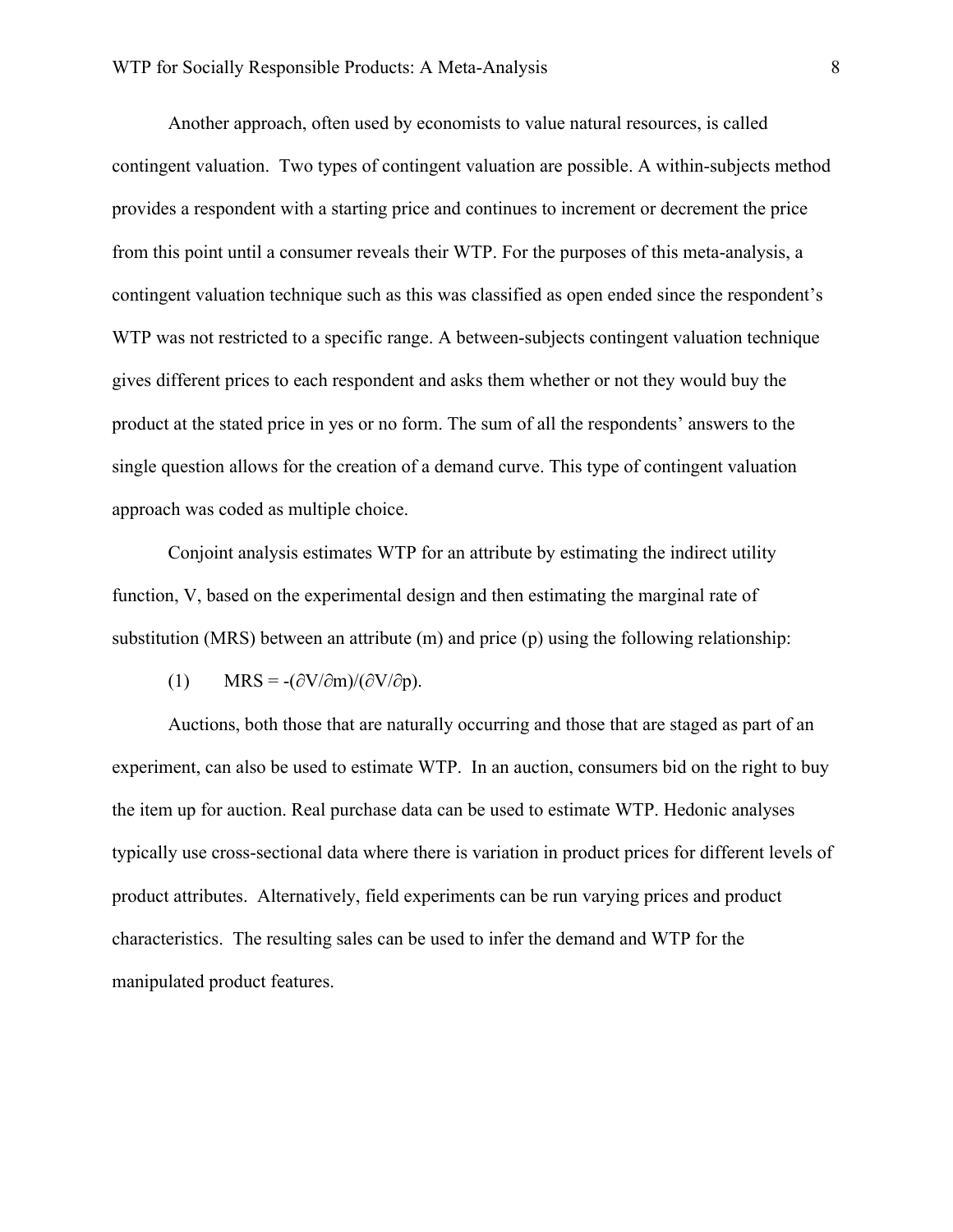Another approach, often used by economists to value natural resources, is called contingent valuation. Two types of contingent valuation are possible. A within-subjects method provides a respondent with a starting price and continues to increment or decrement the price from this point until a consumer reveals their WTP. For the purposes of this meta-analysis, a contingent valuation technique such as this was classified as open ended since the respondent's WTP was not restricted to a specific range. A between-subjects contingent valuation technique gives different prices to each respondent and asks them whether or not they would buy the product at the stated price in yes or no form. The sum of all the respondents' answers to the single question allows for the creation of a demand curve. This type of contingent valuation approach was coded as multiple choice.

Conjoint analysis estimates WTP for an attribute by estimating the indirect utility function, V, based on the experimental design and then estimating the marginal rate of substitution (MRS) between an attribute (m) and price (p) using the following relationship:

$$\text{(1)} \qquad MRS = -(\partial V/\partial m)/(\partial V/\partial p).$$

Auctions, both those that are naturally occurring and those that are staged as part of an experiment, can also be used to estimate WTP. In an auction, consumers bid on the right to buy the item up for auction. Real purchase data can be used to estimate WTP. Hedonic analyses typically use cross-sectional data where there is variation in product prices for different levels of product attributes. Alternatively, field experiments can be run varying prices and product characteristics. The resulting sales can be used to infer the demand and WTP for the manipulated product features.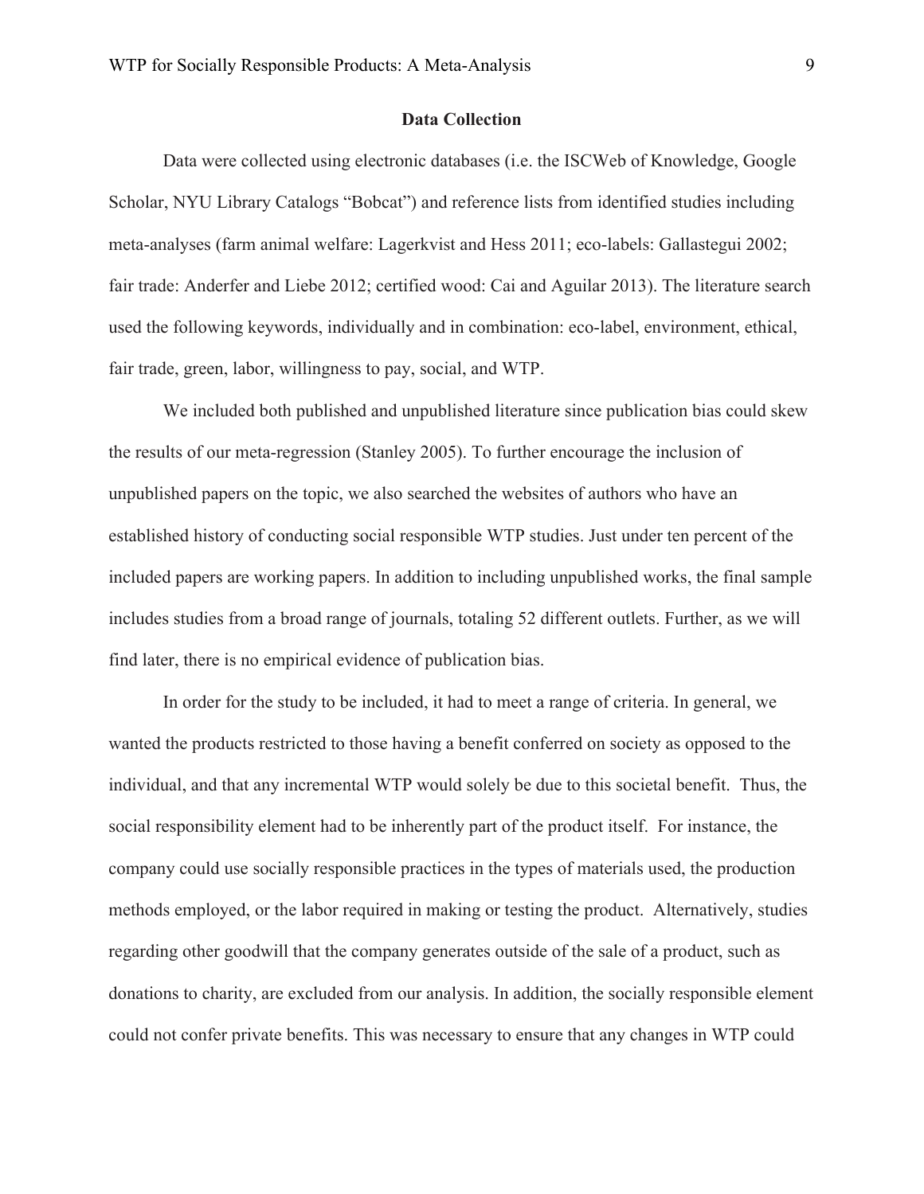## Data Collection

Data were collected using electronic databases (i.e. the ISCWeb of Knowledge, Google Scholar, NYU Library Catalogs "Bobcat") and reference lists from identified studies including meta-analyses (farm animal welfare: Lagerkvist and Hess 2011; eco-labels: Gallastegui 2002; fair trade: Anderfer and Liebe 2012; certified wood: Cai and Aguilar 2013). The literature search used the following keywords, individually and in combination: eco-label, environment, ethical, fair trade, green, labor, willingness to pay, social, and WTP.

We included both published and unpublished literature since publication bias could skew the results of our meta-regression (Stanley 2005). To further encourage the inclusion of unpublished papers on the topic, we also searched the websites of authors who have an established history of conducting social responsible WTP studies. Just under ten percent of the included papers are working papers. In addition to including unpublished works, the final sample includes studies from a broad range of journals, totaling 52 different outlets. Further, as we will find later, there is no empirical evidence of publication bias.

In order for the study to be included, it had to meet a range of criteria. In general, we wanted the products restricted to those having a benefit conferred on society as opposed to the individual, and that any incremental WTP would solely be due to this societal benefit. Thus, the social responsibility element had to be inherently part of the product itself. For instance, the company could use socially responsible practices in the types of materials used, the production methods employed, or the labor required in making or testing the product. Alternatively, studies regarding other goodwill that the company generates outside of the sale of a product, such as donations to charity, are excluded from our analysis. In addition, the socially responsible element could not confer private benefits. This was necessary to ensure that any changes in WTP could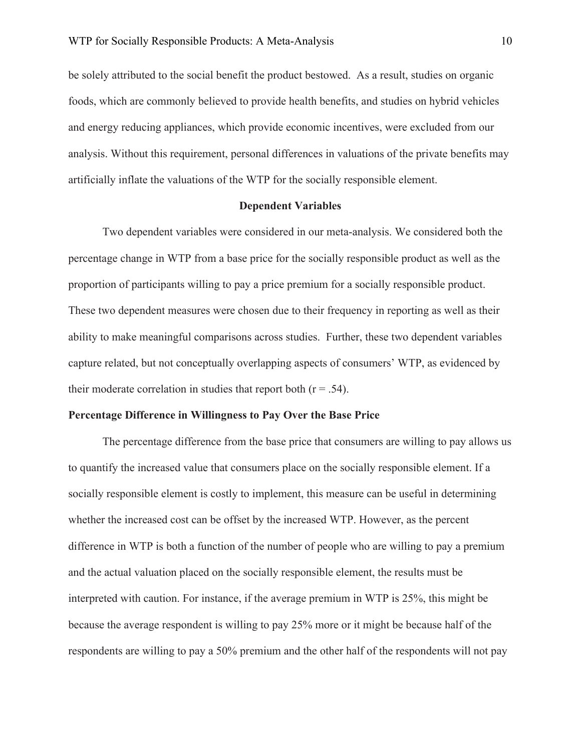be solely attributed to the social benefit the product bestowed. As a result, studies on organic foods, which are commonly believed to provide health benefits, and studies on hybrid vehicles and energy reducing appliances, which provide economic incentives, were excluded from our analysis. Without this requirement, personal differences in valuations of the private benefits may artificially inflate the valuations of the WTP for the socially responsible element.

## Dependent Variables

Two dependent variables were considered in our meta-analysis. We considered both the percentage change in WTP from a base price for the socially responsible product as well as the proportion of participants willing to pay a price premium for a socially responsible product. These two dependent measures were chosen due to their frequency in reporting as well as their ability to make meaningful comparisons across studies. Further, these two dependent variables capture related, but not conceptually overlapping aspects of consumers' WTP, as evidenced by their moderate correlation in studies that report both ($r = .54$).

### Percentage Difference in Willingness to Pay Over the Base Price

The percentage difference from the base price that consumers are willing to pay allows us to quantify the increased value that consumers place on the socially responsible element. If a socially responsible element is costly to implement, this measure can be useful in determining whether the increased cost can be offset by the increased WTP. However, as the percent difference in WTP is both a function of the number of people who are willing to pay a premium and the actual valuation placed on the socially responsible element, the results must be interpreted with caution. For instance, if the average premium in WTP is 25%, this might be because the average respondent is willing to pay 25% more or it might be because half of the respondents are willing to pay a 50% premium and the other half of the respondents will not pay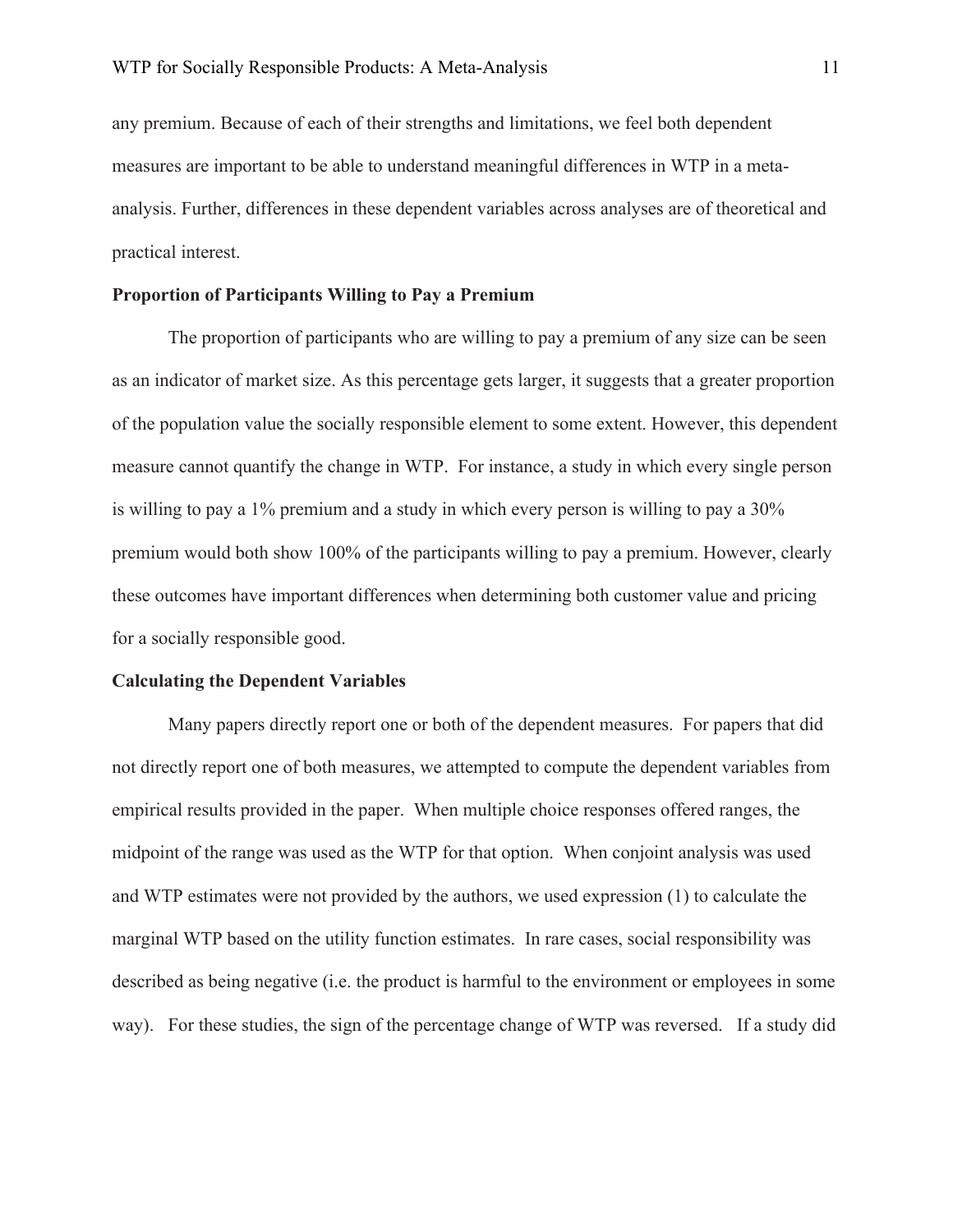any premium. Because of each of their strengths and limitations, we feel both dependent measures are important to be able to understand meaningful differences in WTP in a meta-analysis. Further, differences in these dependent variables across analyses are of theoretical and practical interest.

**Proportion of Participants Willing to Pay a Premium**

The proportion of participants who are willing to pay a premium of any size can be seen as an indicator of market size. As this percentage gets larger, it suggests that a greater proportion of the population value the socially responsible element to some extent. However, this dependent measure cannot quantify the change in WTP. For instance, a study in which every single person is willing to pay a 1% premium and a study in which every person is willing to pay a 30% premium would both show 100% of the participants willing to pay a premium. However, clearly these outcomes have important differences when determining both customer value and pricing for a socially responsible good.

**Calculating the Dependent Variables**

Many papers directly report one or both of the dependent measures. For papers that did not directly report one of both measures, we attempted to compute the dependent variables from empirical results provided in the paper. When multiple choice responses offered ranges, the midpoint of the range was used as the WTP for that option. When conjoint analysis was used and WTP estimates were not provided by the authors, we used expression (1) to calculate the marginal WTP based on the utility function estimates. In rare cases, social responsibility was described as being negative (i.e. the product is harmful to the environment or employees in some way). For these studies, the sign of the percentage change of WTP was reversed. If a study did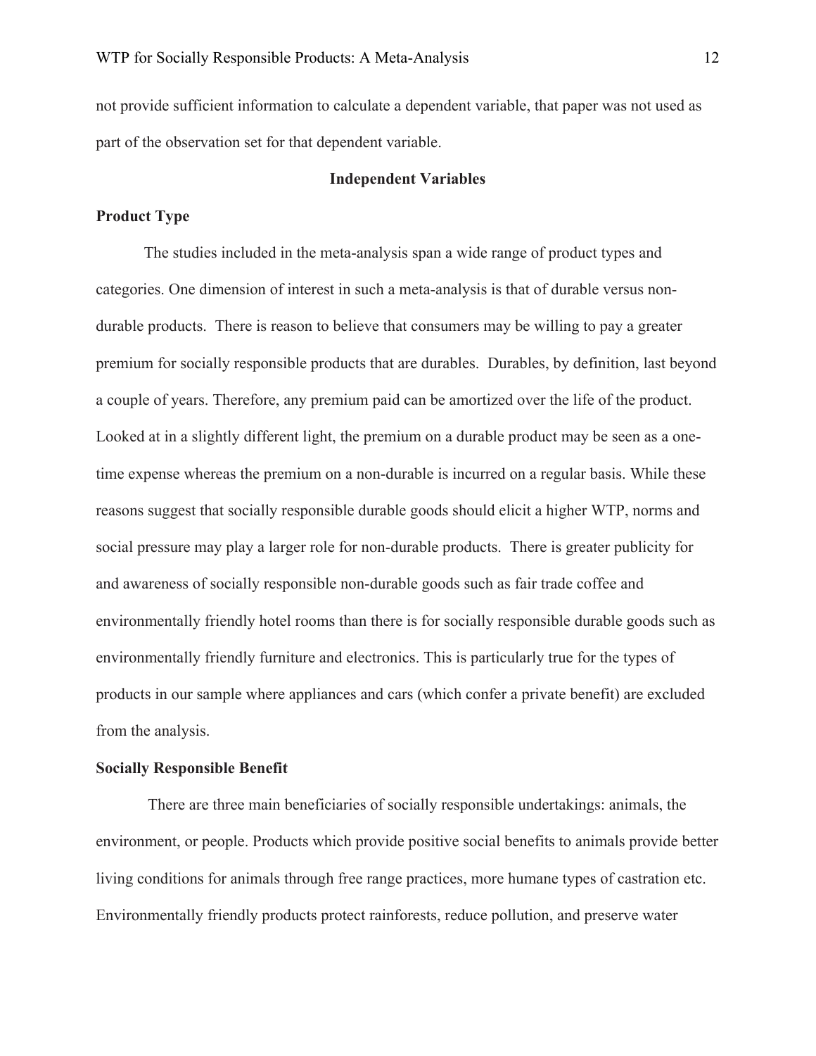not provide sufficient information to calculate a dependent variable, that paper was not used as part of the observation set for that dependent variable.

## Independent Variables

### Product Type

The studies included in the meta-analysis span a wide range of product types and categories. One dimension of interest in such a meta-analysis is that of durable versus non-durable products. There is reason to believe that consumers may be willing to pay a greater premium for socially responsible products that are durables. Durables, by definition, last beyond a couple of years. Therefore, any premium paid can be amortized over the life of the product. Looked at in a slightly different light, the premium on a durable product may be seen as a one-time expense whereas the premium on a non-durable is incurred on a regular basis. While these reasons suggest that socially responsible durable goods should elicit a higher WTP, norms and social pressure may play a larger role for non-durable products. There is greater publicity for and awareness of socially responsible non-durable goods such as fair trade coffee and environmentally friendly hotel rooms than there is for socially responsible durable goods such as environmentally friendly furniture and electronics. This is particularly true for the types of products in our sample where appliances and cars (which confer a private benefit) are excluded from the analysis.

### Socially Responsible Benefit

There are three main beneficiaries of socially responsible undertakings: animals, the environment, or people. Products which provide positive social benefits to animals provide better living conditions for animals through free range practices, more humane types of castration etc. Environmentally friendly products protect rainforests, reduce pollution, and preserve water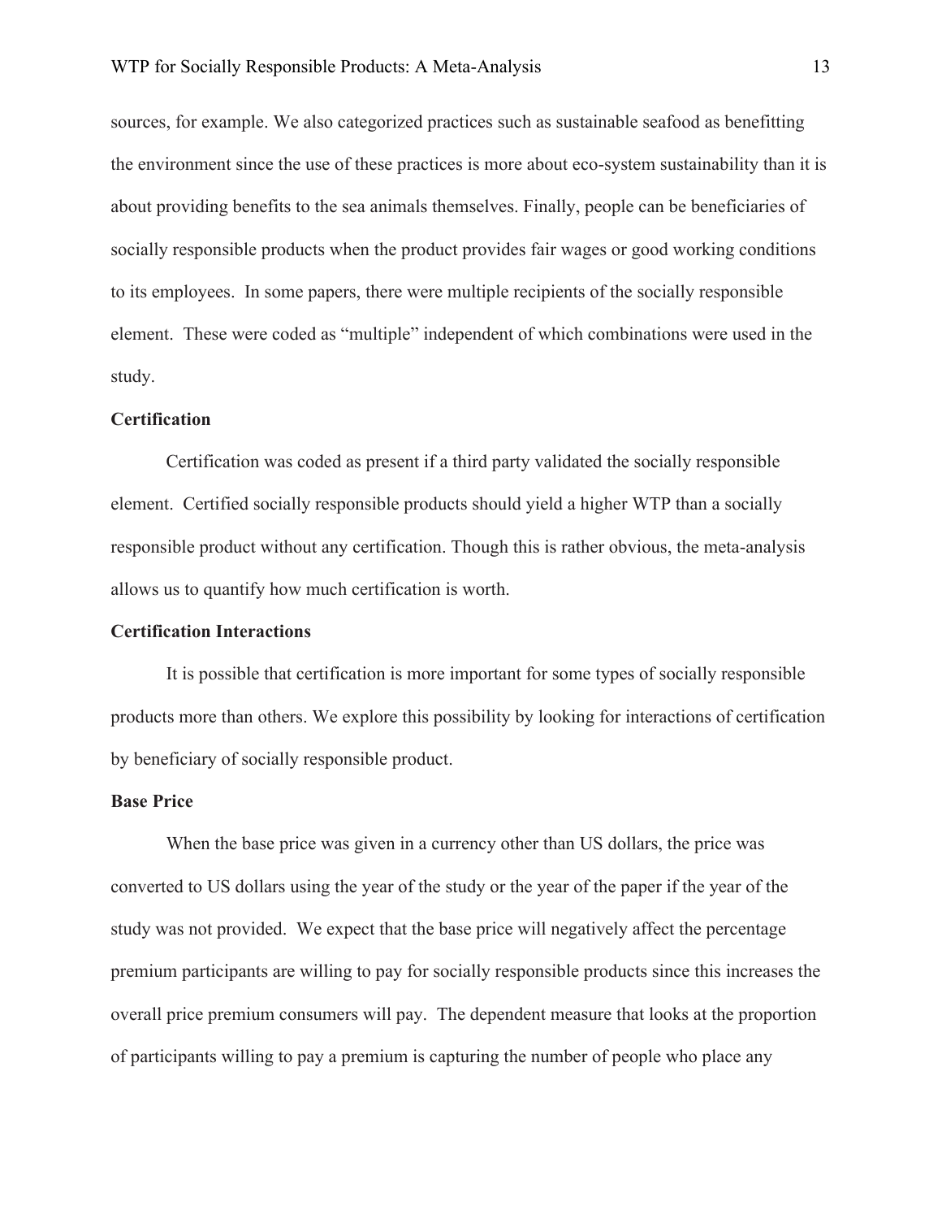sources, for example. We also categorized practices such as sustainable seafood as benefitting the environment since the use of these practices is more about eco-system sustainability than it is about providing benefits to the sea animals themselves. Finally, people can be beneficiaries of socially responsible products when the product provides fair wages or good working conditions to its employees. In some papers, there were multiple recipients of the socially responsible element. These were coded as "multiple" independent of which combinations were used in the study.

### Certification

Certification was coded as present if a third party validated the socially responsible element. Certified socially responsible products should yield a higher WTP than a socially responsible product without any certification. Though this is rather obvious, the meta-analysis allows us to quantify how much certification is worth.

### Certification Interactions

It is possible that certification is more important for some types of socially responsible products more than others. We explore this possibility by looking for interactions of certification by beneficiary of socially responsible product.

### Base Price

When the base price was given in a currency other than US dollars, the price was converted to US dollars using the year of the study or the year of the paper if the year of the study was not provided. We expect that the base price will negatively affect the percentage premium participants are willing to pay for socially responsible products since this increases the overall price premium consumers will pay. The dependent measure that looks at the proportion of participants willing to pay a premium is capturing the number of people who place any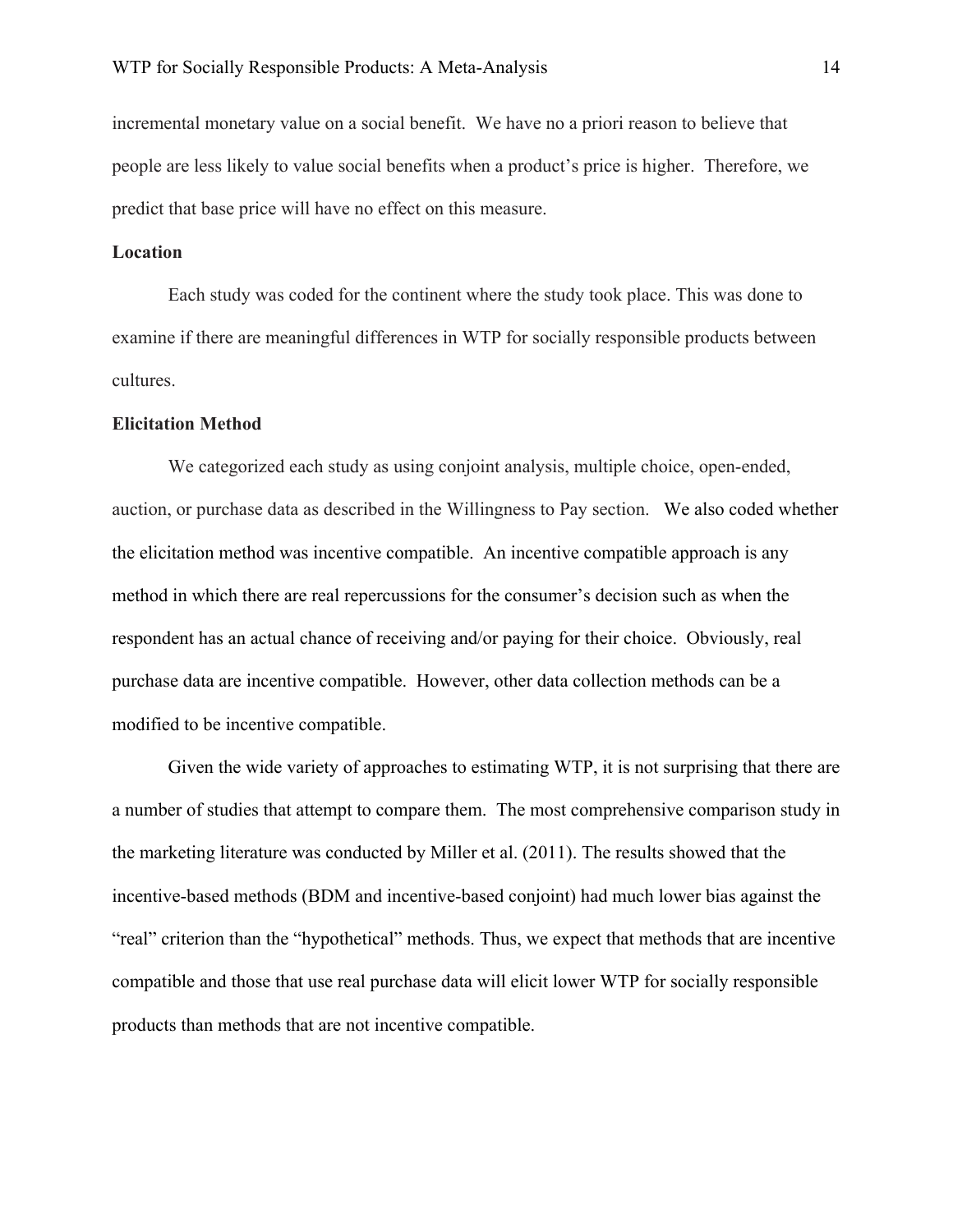incremental monetary value on a social benefit. We have no a priori reason to believe that people are less likely to value social benefits when a product's price is higher. Therefore, we predict that base price will have no effect on this measure.

### Location

Each study was coded for the continent where the study took place. This was done to examine if there are meaningful differences in WTP for socially responsible products between cultures.

### Elicitation Method

We categorized each study as using conjoint analysis, multiple choice, open-ended, auction, or purchase data as described in the Willingness to Pay section. We also coded whether the elicitation method was incentive compatible. An incentive compatible approach is any method in which there are real repercussions for the consumer's decision such as when the respondent has an actual chance of receiving and/or paying for their choice. Obviously, real purchase data are incentive compatible. However, other data collection methods can be a modified to be incentive compatible.

Given the wide variety of approaches to estimating WTP, it is not surprising that there are a number of studies that attempt to compare them. The most comprehensive comparison study in the marketing literature was conducted by Miller et al. (2011). The results showed that the incentive-based methods (BDM and incentive-based conjoint) had much lower bias against the "real" criterion than the "hypothetical" methods. Thus, we expect that methods that are incentive compatible and those that use real purchase data will elicit lower WTP for socially responsible products than methods that are not incentive compatible.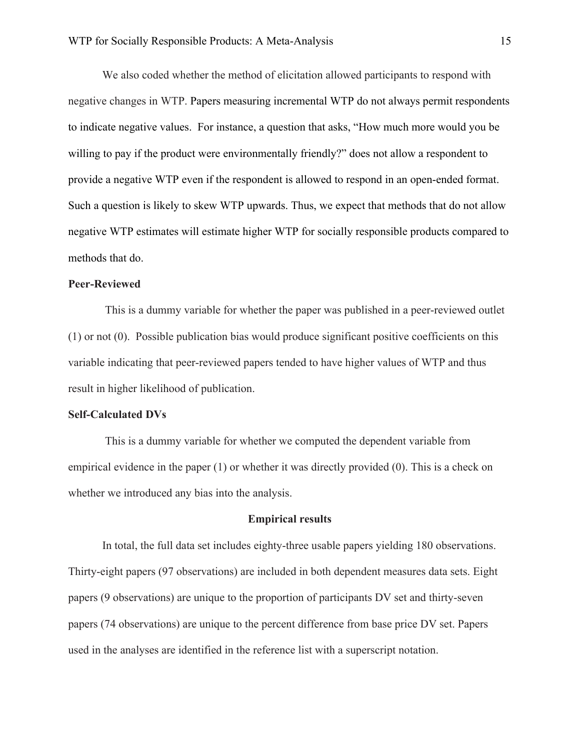We also coded whether the method of elicitation allowed participants to respond with negative changes in WTP. Papers measuring incremental WTP do not always permit respondents to indicate negative values. For instance, a question that asks, "How much more would you be willing to pay if the product were environmentally friendly?" does not allow a respondent to provide a negative WTP even if the respondent is allowed to respond in an open-ended format. Such a question is likely to skew WTP upwards. Thus, we expect that methods that do not allow negative WTP estimates will estimate higher WTP for socially responsible products compared to methods that do.

### Peer-Reviewed

This is a dummy variable for whether the paper was published in a peer-reviewed outlet (1) or not (0). Possible publication bias would produce significant positive coefficients on this variable indicating that peer-reviewed papers tended to have higher values of WTP and thus result in higher likelihood of publication.

### Self-Calculated DVs

This is a dummy variable for whether we computed the dependent variable from empirical evidence in the paper (1) or whether it was directly provided (0). This is a check on whether we introduced any bias into the analysis.

## Empirical results

In total, the full data set includes eighty-three usable papers yielding 180 observations. Thirty-eight papers (97 observations) are included in both dependent measures data sets. Eight papers (9 observations) are unique to the proportion of participants DV set and thirty-seven papers (74 observations) are unique to the percent difference from base price DV set. Papers used in the analyses are identified in the reference list with a superscript notation.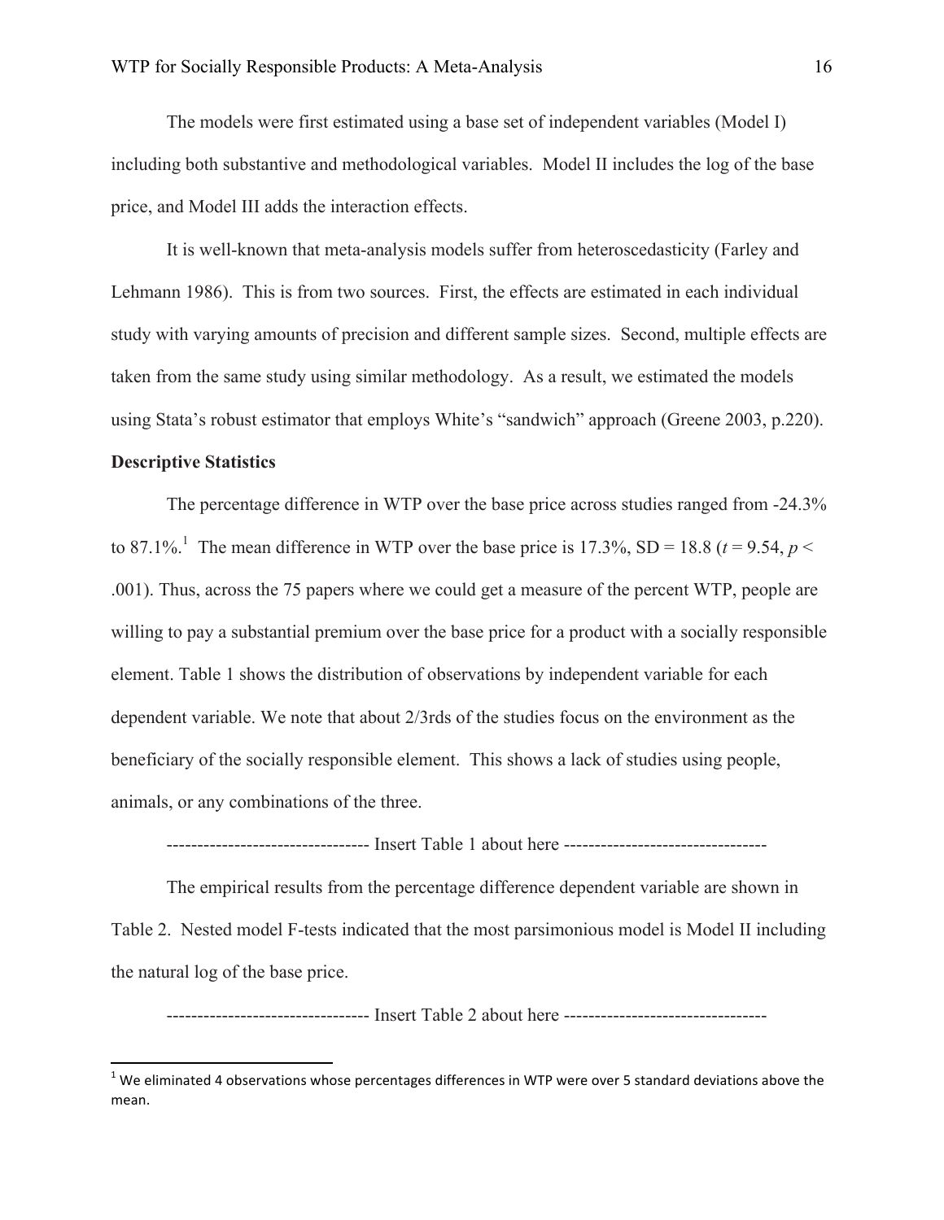The models were first estimated using a base set of independent variables (Model I) including both substantive and methodological variables. Model II includes the log of the base price, and Model III adds the interaction effects.

It is well-known that meta-analysis models suffer from heteroscedasticity (Farley and Lehmann 1986). This is from two sources. First, the effects are estimated in each individual study with varying amounts of precision and different sample sizes. Second, multiple effects are taken from the same study using similar methodology. As a result, we estimated the models using Stata's robust estimator that employs White's "sandwich" approach (Greene 2003, p.220).

**Descriptive Statistics**

The percentage difference in WTP over the base price across studies ranged from -24.3% to 87.1%.[1] The mean difference in WTP over the base price is 17.3%, SD = 18.8 ($t = 9.54$, $p < .001$). Thus, across the 75 papers where we could get a measure of the percent WTP, people are willing to pay a substantial premium over the base price for a product with a socially responsible element. Table 1 shows the distribution of observations by independent variable for each dependent variable. We note that about 2/3rds of the studies focus on the environment as the beneficiary of the socially responsible element. This shows a lack of studies using people, animals, or any combinations of the three.

--------------------------------- Insert Table 1 about here ---------------------------------

The empirical results from the percentage difference dependent variable are shown in Table 2. Nested model F-tests indicated that the most parsimonious model is Model II including the natural log of the base price.

--------------------------------- Insert Table 2 about here ---------------------------------

[1] We eliminated 4 observations whose percentages differences in WTP were over 5 standard deviations above the mean.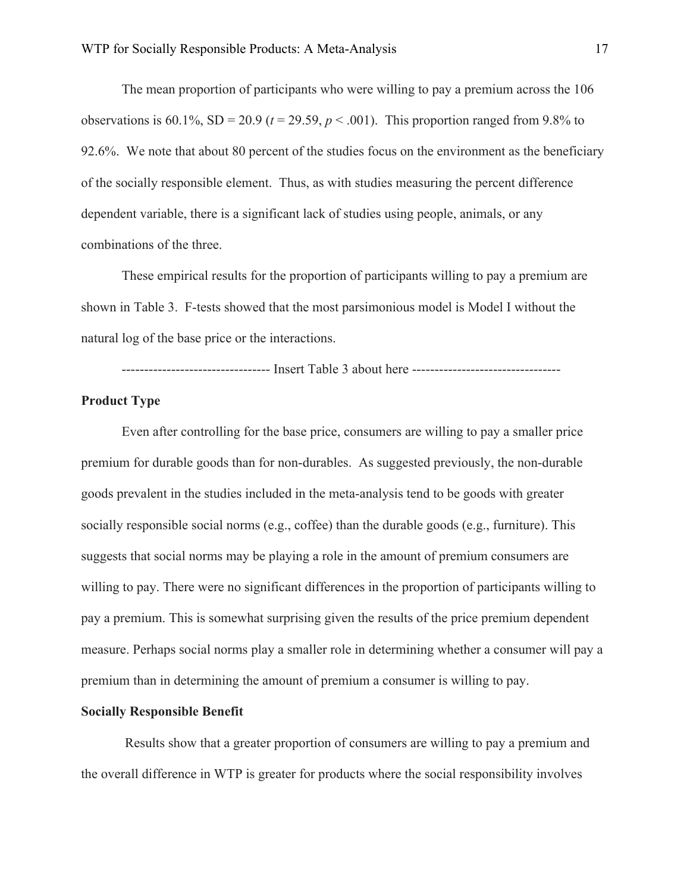The mean proportion of participants who were willing to pay a premium across the 106 observations is 60.1%, SD = 20.9 ($t = 29.59$, $p < .001$). This proportion ranged from 9.8% to 92.6%. We note that about 80 percent of the studies focus on the environment as the beneficiary of the socially responsible element. Thus, as with studies measuring the percent difference dependent variable, there is a significant lack of studies using people, animals, or any combinations of the three.

These empirical results for the proportion of participants willing to pay a premium are shown in Table 3. F-tests showed that the most parsimonious model is Model I without the natural log of the base price or the interactions.

--------------------------------- Insert Table 3 about here ---------------------------------

**Product Type**

Even after controlling for the base price, consumers are willing to pay a smaller price premium for durable goods than for non-durables. As suggested previously, the non-durable goods prevalent in the studies included in the meta-analysis tend to be goods with greater socially responsible social norms (e.g., coffee) than the durable goods (e.g., furniture). This suggests that social norms may be playing a role in the amount of premium consumers are willing to pay. There were no significant differences in the proportion of participants willing to pay a premium. This is somewhat surprising given the results of the price premium dependent measure. Perhaps social norms play a smaller role in determining whether a consumer will pay a premium than in determining the amount of premium a consumer is willing to pay.

**Socially Responsible Benefit**

Results show that a greater proportion of consumers are willing to pay a premium and the overall difference in WTP is greater for products where the social responsibility involves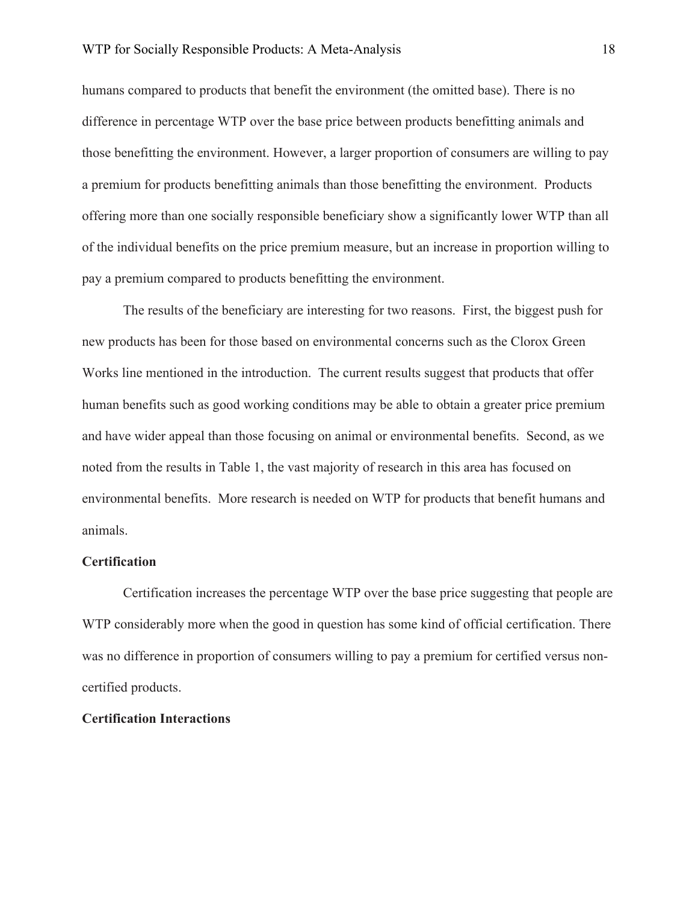humans compared to products that benefit the environment (the omitted base). There is no difference in percentage WTP over the base price between products benefitting animals and those benefitting the environment. However, a larger proportion of consumers are willing to pay a premium for products benefitting animals than those benefitting the environment. Products offering more than one socially responsible beneficiary show a significantly lower WTP than all of the individual benefits on the price premium measure, but an increase in proportion willing to pay a premium compared to products benefitting the environment.

The results of the beneficiary are interesting for two reasons. First, the biggest push for new products has been for those based on environmental concerns such as the Clorox Green Works line mentioned in the introduction. The current results suggest that products that offer human benefits such as good working conditions may be able to obtain a greater price premium and have wider appeal than those focusing on animal or environmental benefits. Second, as we noted from the results in Table 1, the vast majority of research in this area has focused on environmental benefits. More research is needed on WTP for products that benefit humans and animals.

**Certification**

Certification increases the percentage WTP over the base price suggesting that people are WTP considerably more when the good in question has some kind of official certification. There was no difference in proportion of consumers willing to pay a premium for certified versus non-certified products.

**Certification Interactions**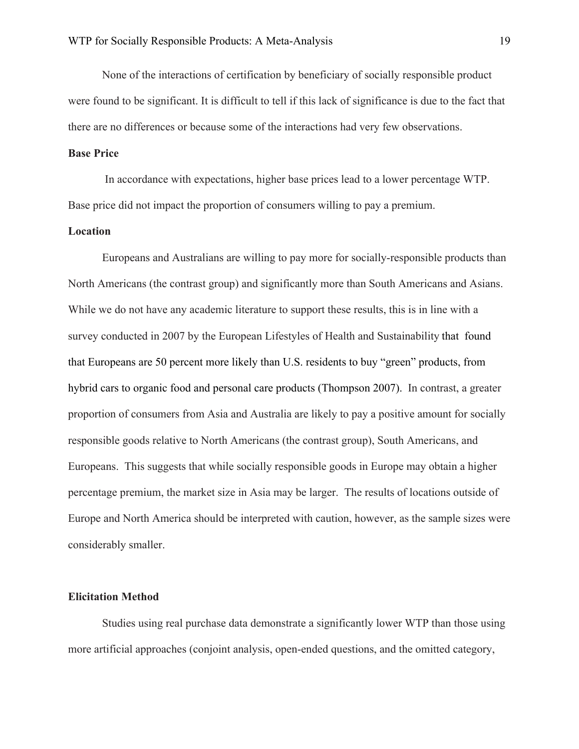None of the interactions of certification by beneficiary of socially responsible product were found to be significant. It is difficult to tell if this lack of significance is due to the fact that there are no differences or because some of the interactions had very few observations.

**Base Price**

In accordance with expectations, higher base prices lead to a lower percentage WTP. Base price did not impact the proportion of consumers willing to pay a premium.

**Location**

Europeans and Australians are willing to pay more for socially-responsible products than North Americans (the contrast group) and significantly more than South Americans and Asians. While we do not have any academic literature to support these results, this is in line with a survey conducted in 2007 by the European Lifestyles of Health and Sustainability that found that Europeans are 50 percent more likely than U.S. residents to buy "green" products, from hybrid cars to organic food and personal care products (Thompson 2007). In contrast, a greater proportion of consumers from Asia and Australia are likely to pay a positive amount for socially responsible goods relative to North Americans (the contrast group), South Americans, and Europeans. This suggests that while socially responsible goods in Europe may obtain a higher percentage premium, the market size in Asia may be larger. The results of locations outside of Europe and North America should be interpreted with caution, however, as the sample sizes were considerably smaller.

**Elicitation Method**

Studies using real purchase data demonstrate a significantly lower WTP than those using more artificial approaches (conjoint analysis, open-ended questions, and the omitted category,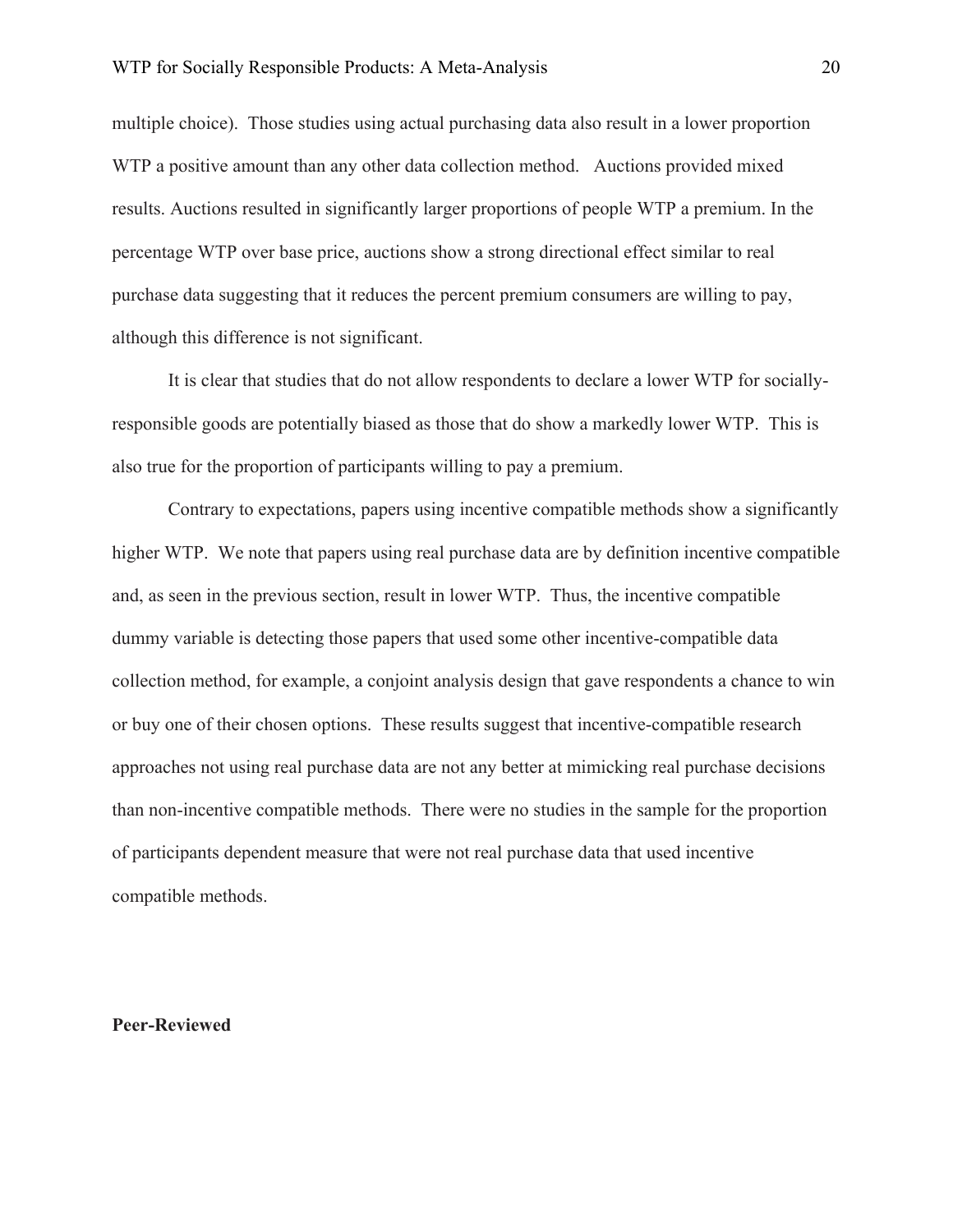multiple choice). Those studies using actual purchasing data also result in a lower proportion WTP a positive amount than any other data collection method. Auctions provided mixed results. Auctions resulted in significantly larger proportions of people WTP a premium. In the percentage WTP over base price, auctions show a strong directional effect similar to real purchase data suggesting that it reduces the percent premium consumers are willing to pay, although this difference is not significant.

It is clear that studies that do not allow respondents to declare a lower WTP for socially-responsible goods are potentially biased as those that do show a markedly lower WTP. This is also true for the proportion of participants willing to pay a premium.

Contrary to expectations, papers using incentive compatible methods show a significantly higher WTP. We note that papers using real purchase data are by definition incentive compatible and, as seen in the previous section, result in lower WTP. Thus, the incentive compatible dummy variable is detecting those papers that used some other incentive-compatible data collection method, for example, a conjoint analysis design that gave respondents a chance to win or buy one of their chosen options. These results suggest that incentive-compatible research approaches not using real purchase data are not any better at mimicking real purchase decisions than non-incentive compatible methods. There were no studies in the sample for the proportion of participants dependent measure that were not real purchase data that used incentive compatible methods.

**Peer-Reviewed**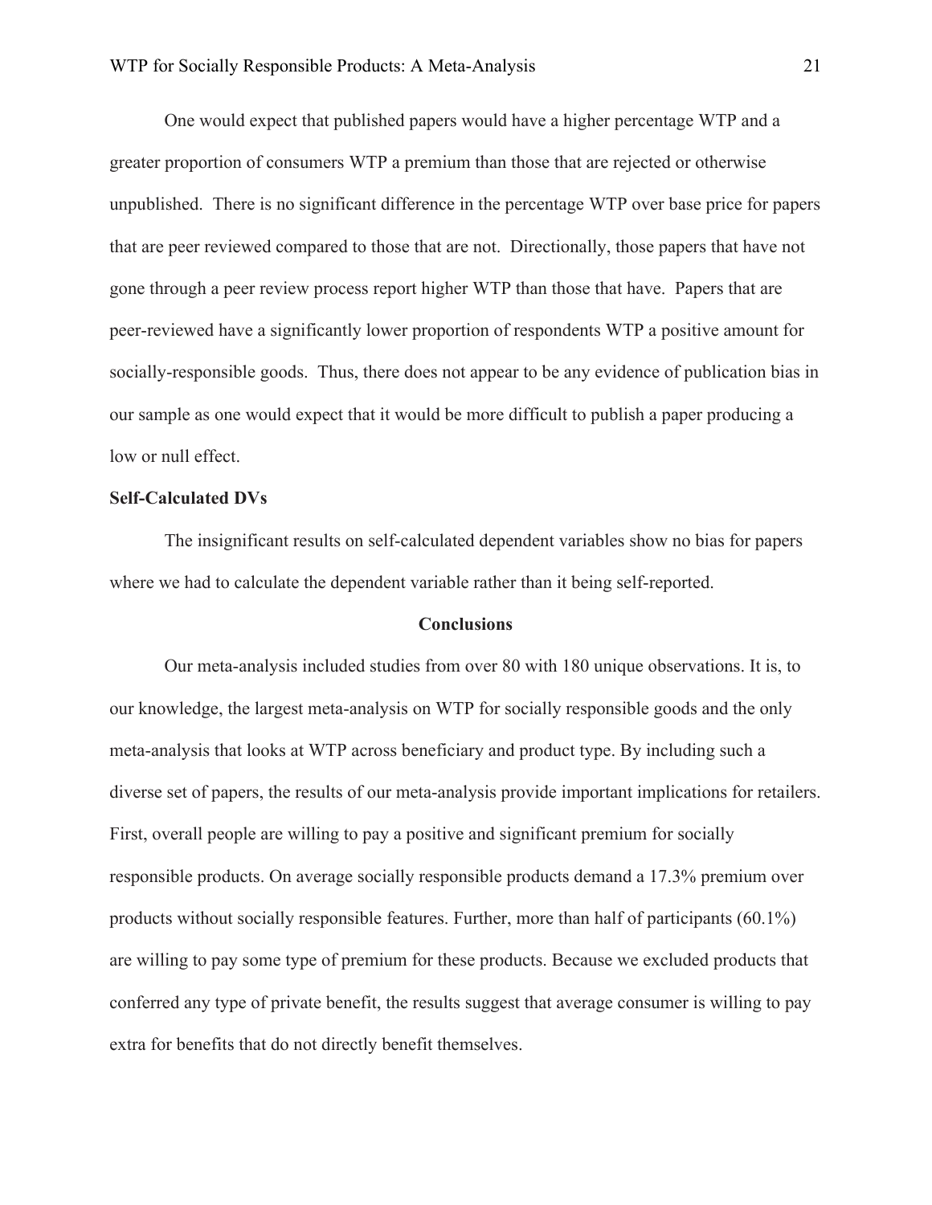One would expect that published papers would have a higher percentage WTP and a greater proportion of consumers WTP a premium than those that are rejected or otherwise unpublished. There is no significant difference in the percentage WTP over base price for papers that are peer reviewed compared to those that are not. Directionally, those papers that have not gone through a peer review process report higher WTP than those that have. Papers that are peer-reviewed have a significantly lower proportion of respondents WTP a positive amount for socially-responsible goods. Thus, there does not appear to be any evidence of publication bias in our sample as one would expect that it would be more difficult to publish a paper producing a low or null effect.

**Self-Calculated DVs**

The insignificant results on self-calculated dependent variables show no bias for papers where we had to calculate the dependent variable rather than it being self-reported.

## Conclusions

Our meta-analysis included studies from over 80 with 180 unique observations. It is, to our knowledge, the largest meta-analysis on WTP for socially responsible goods and the only meta-analysis that looks at WTP across beneficiary and product type. By including such a diverse set of papers, the results of our meta-analysis provide important implications for retailers. First, overall people are willing to pay a positive and significant premium for socially responsible products. On average socially responsible products demand a 17.3% premium over products without socially responsible features. Further, more than half of participants (60.1%) are willing to pay some type of premium for these products. Because we excluded products that conferred any type of private benefit, the results suggest that average consumer is willing to pay extra for benefits that do not directly benefit themselves.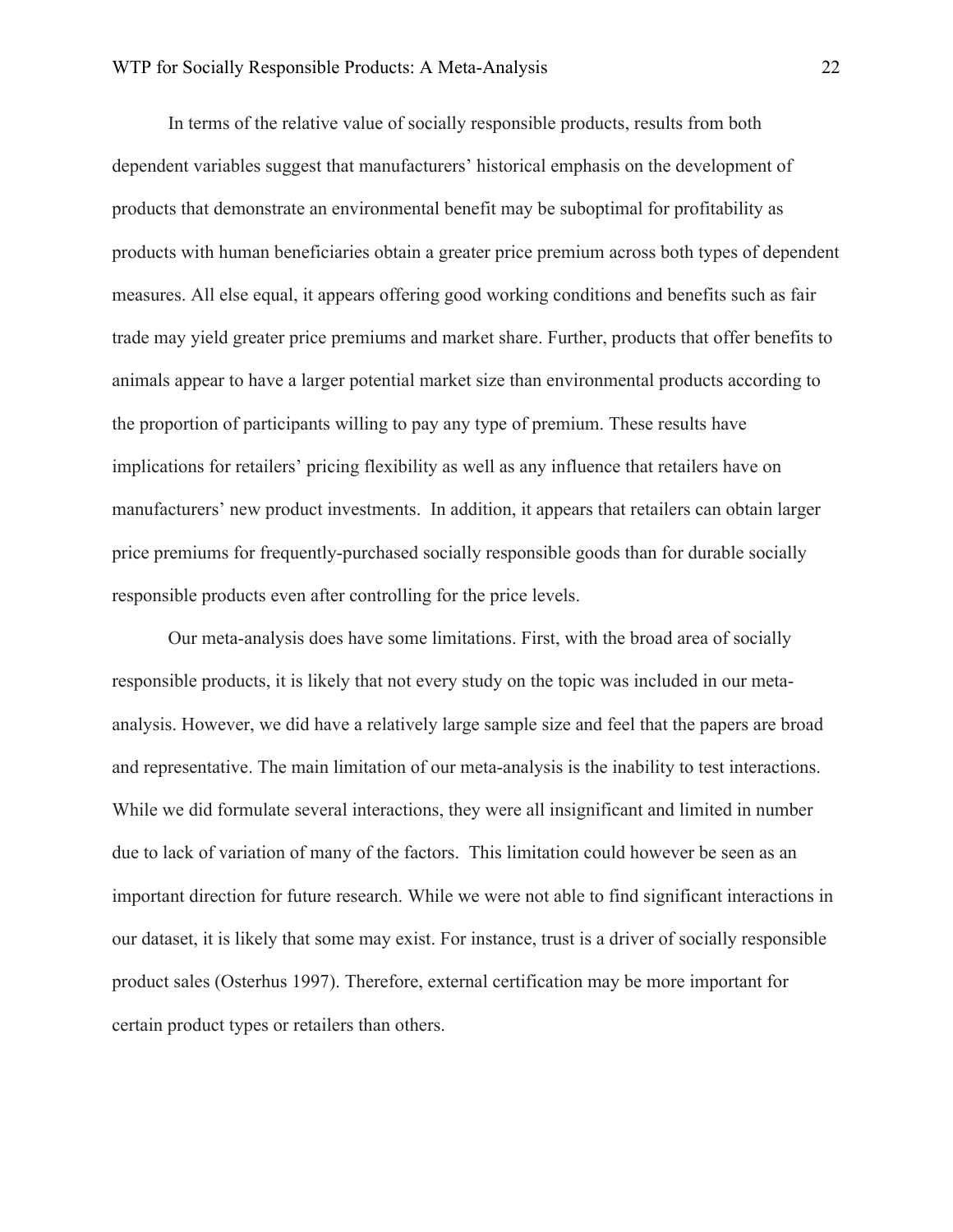In terms of the relative value of socially responsible products, results from both dependent variables suggest that manufacturers' historical emphasis on the development of products that demonstrate an environmental benefit may be suboptimal for profitability as products with human beneficiaries obtain a greater price premium across both types of dependent measures. All else equal, it appears offering good working conditions and benefits such as fair trade may yield greater price premiums and market share. Further, products that offer benefits to animals appear to have a larger potential market size than environmental products according to the proportion of participants willing to pay any type of premium. These results have implications for retailers' pricing flexibility as well as any influence that retailers have on manufacturers' new product investments. In addition, it appears that retailers can obtain larger price premiums for frequently-purchased socially responsible goods than for durable socially responsible products even after controlling for the price levels.

Our meta-analysis does have some limitations. First, with the broad area of socially responsible products, it is likely that not every study on the topic was included in our meta-analysis. However, we did have a relatively large sample size and feel that the papers are broad and representative. The main limitation of our meta-analysis is the inability to test interactions. While we did formulate several interactions, they were all insignificant and limited in number due to lack of variation of many of the factors. This limitation could however be seen as an important direction for future research. While we were not able to find significant interactions in our dataset, it is likely that some may exist. For instance, trust is a driver of socially responsible product sales (Osterhus 1997). Therefore, external certification may be more important for certain product types or retailers than others.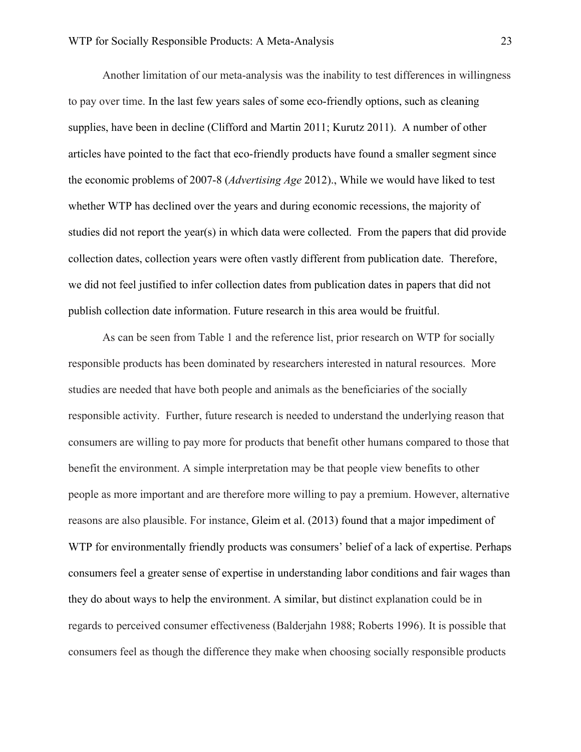Another limitation of our meta-analysis was the inability to test differences in willingness to pay over time. In the last few years sales of some eco-friendly options, such as cleaning supplies, have been in decline (Clifford and Martin 2011; Kurutz 2011). A number of other articles have pointed to the fact that eco-friendly products have found a smaller segment since the economic problems of 2007-8 (*Advertising Age* 2012)., While we would have liked to test whether WTP has declined over the years and during economic recessions, the majority of studies did not report the year(s) in which data were collected. From the papers that did provide collection dates, collection years were often vastly different from publication date. Therefore, we did not feel justified to infer collection dates from publication dates in papers that did not publish collection date information. Future research in this area would be fruitful.

As can be seen from Table 1 and the reference list, prior research on WTP for socially responsible products has been dominated by researchers interested in natural resources. More studies are needed that have both people and animals as the beneficiaries of the socially responsible activity. Further, future research is needed to understand the underlying reason that consumers are willing to pay more for products that benefit other humans compared to those that benefit the environment. A simple interpretation may be that people view benefits to other people as more important and are therefore more willing to pay a premium. However, alternative reasons are also plausible. For instance, Gleim et al. (2013) found that a major impediment of WTP for environmentally friendly products was consumers' belief of a lack of expertise. Perhaps consumers feel a greater sense of expertise in understanding labor conditions and fair wages than they do about ways to help the environment. A similar, but distinct explanation could be in regards to perceived consumer effectiveness (Balderjahn 1988; Roberts 1996). It is possible that consumers feel as though the difference they make when choosing socially responsible products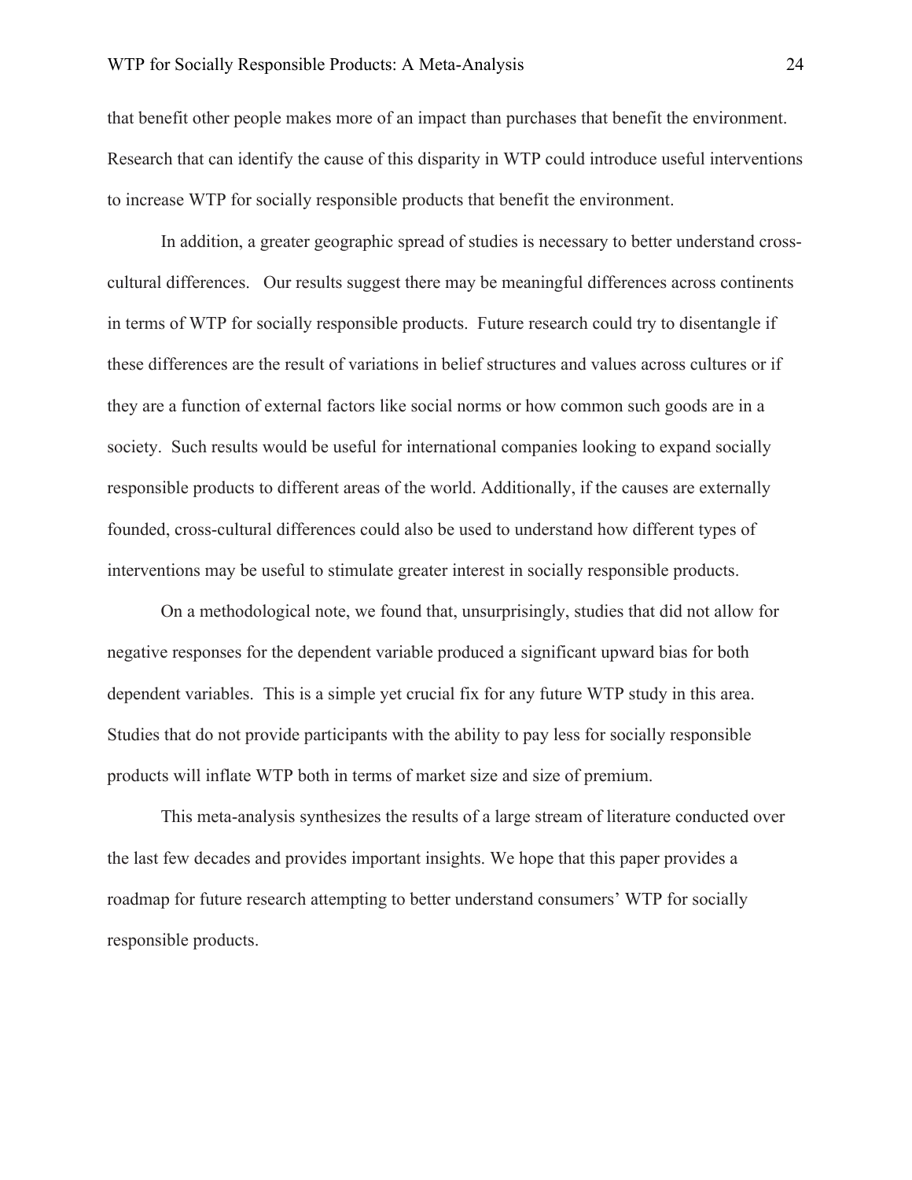that benefit other people makes more of an impact than purchases that benefit the environment. Research that can identify the cause of this disparity in WTP could introduce useful interventions to increase WTP for socially responsible products that benefit the environment.

In addition, a greater geographic spread of studies is necessary to better understand cross-cultural differences. Our results suggest there may be meaningful differences across continents in terms of WTP for socially responsible products. Future research could try to disentangle if these differences are the result of variations in belief structures and values across cultures or if they are a function of external factors like social norms or how common such goods are in a society. Such results would be useful for international companies looking to expand socially responsible products to different areas of the world. Additionally, if the causes are externally founded, cross-cultural differences could also be used to understand how different types of interventions may be useful to stimulate greater interest in socially responsible products.

On a methodological note, we found that, unsurprisingly, studies that did not allow for negative responses for the dependent variable produced a significant upward bias for both dependent variables. This is a simple yet crucial fix for any future WTP study in this area. Studies that do not provide participants with the ability to pay less for socially responsible products will inflate WTP both in terms of market size and size of premium.

This meta-analysis synthesizes the results of a large stream of literature conducted over the last few decades and provides important insights. We hope that this paper provides a roadmap for future research attempting to better understand consumers' WTP for socially responsible products.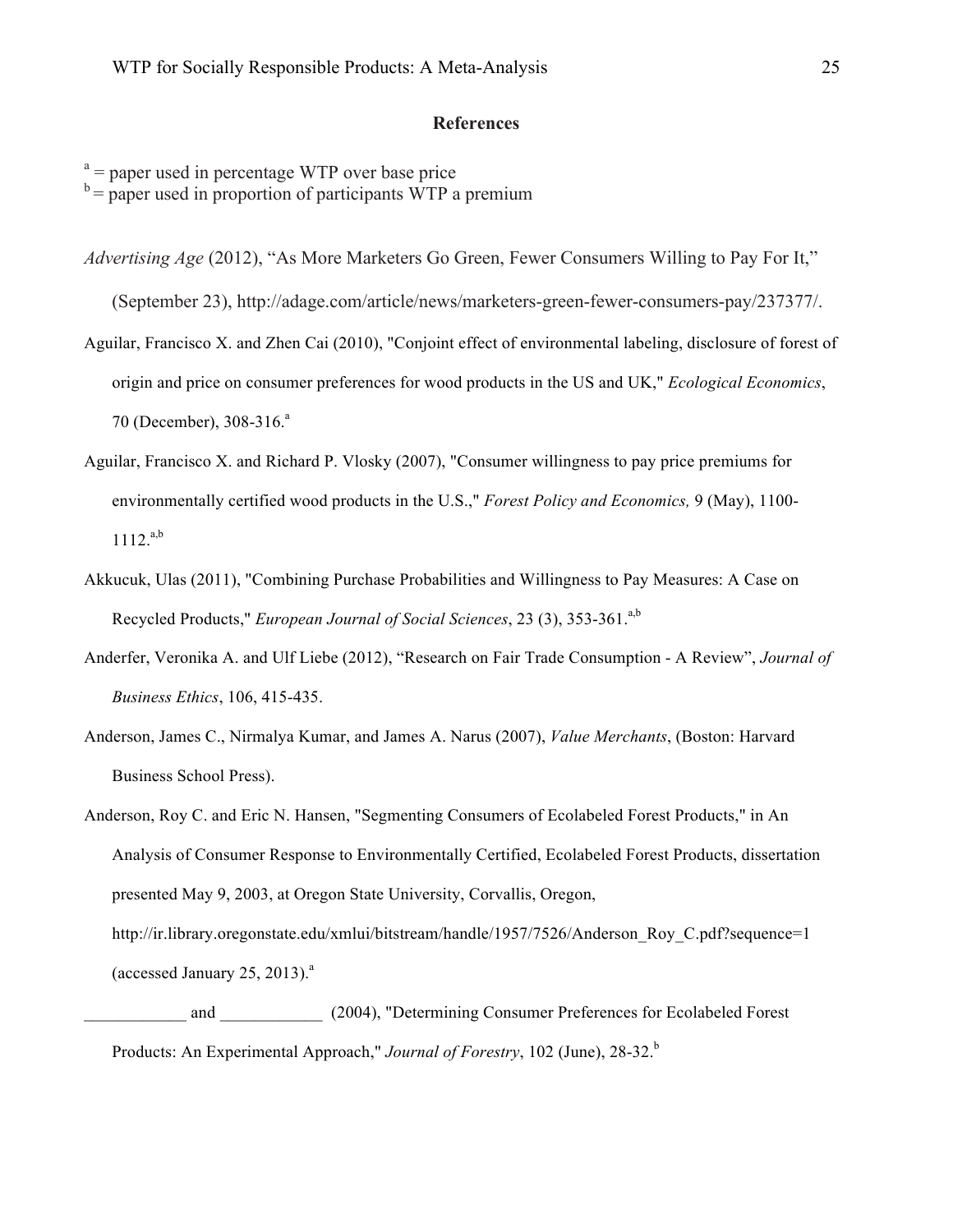## References

[a] = paper used in percentage WTP over base price
[b] = paper used in proportion of participants WTP a premium

*Advertising Age* (2012), "As More Marketers Go Green, Fewer Consumers Willing to Pay For It," (September 23), http://adage.com/article/news/marketers-green-fewer-consumers-pay/237377/.

Aguilar, Francisco X. and Zhen Cai (2010), "Conjoint effect of environmental labeling, disclosure of forest of origin and price on consumer preferences for wood products in the US and UK," *Ecological Economics*, 70 (December), 308-316.[a]

Aguilar, Francisco X. and Richard P. Vlosky (2007), "Consumer willingness to pay price premiums for environmentally certified wood products in the U.S.," *Forest Policy and Economics,* 9 (May), 1100-1112.[a,b]

Akkucuk, Ulas (2011), "Combining Purchase Probabilities and Willingness to Pay Measures: A Case on Recycled Products," *European Journal of Social Sciences*, 23 (3), 353-361.[a,b]

Anderfer, Veronika A. and Ulf Liebe (2012), "Research on Fair Trade Consumption - A Review", *Journal of Business Ethics*, 106, 415-435.

Anderson, James C., Nirmalya Kumar, and James A. Narus (2007), *Value Merchants*, (Boston: Harvard Business School Press).

Anderson, Roy C. and Eric N. Hansen, "Segmenting Consumers of Ecolabeled Forest Products," in An Analysis of Consumer Response to Environmentally Certified, Ecolabeled Forest Products, dissertation presented May 9, 2003, at Oregon State University, Corvallis, Oregon, http://ir.library.oregonstate.edu/xmlui/bitstream/handle/1957/7526/Anderson_Roy_C.pdf?sequence=1 (accessed January 25, 2013).[a]

____________ and ____________ (2004), "Determining Consumer Preferences for Ecolabeled Forest Products: An Experimental Approach," *Journal of Forestry*, 102 (June), 28-32.[b]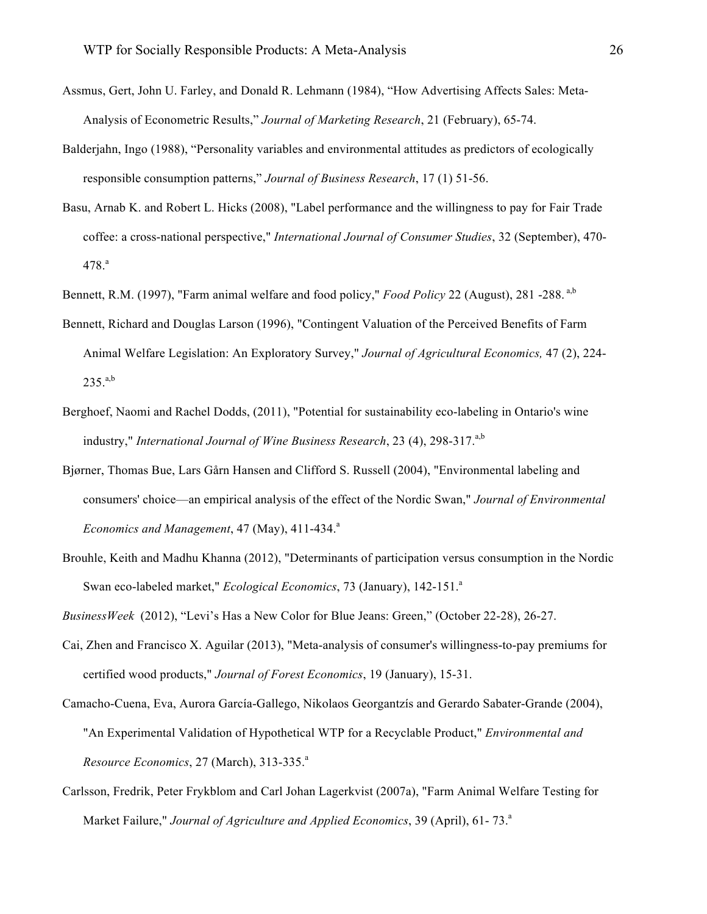Assmus, Gert, John U. Farley, and Donald R. Lehmann (1984), "How Advertising Affects Sales: Meta-Analysis of Econometric Results," *Journal of Marketing Research*, 21 (February), 65-74.

Balderjahn, Ingo (1988), "Personality variables and environmental attitudes as predictors of ecologically responsible consumption patterns," *Journal of Business Research*, 17 (1) 51-56.

Basu, Arnab K. and Robert L. Hicks (2008), "Label performance and the willingness to pay for Fair Trade coffee: a cross-national perspective," *International Journal of Consumer Studies*, 32 (September), 470-478.[a]

Bennett, R.M. (1997), "Farm animal welfare and food policy," *Food Policy* 22 (August), 281 -288. [a,b]

Bennett, Richard and Douglas Larson (1996), "Contingent Valuation of the Perceived Benefits of Farm Animal Welfare Legislation: An Exploratory Survey," *Journal of Agricultural Economics,* 47 (2), 224-235.[a,b]

Berghoef, Naomi and Rachel Dodds, (2011), "Potential for sustainability eco-labeling in Ontario's wine industry," *International Journal of Wine Business Research*, 23 (4), 298-317.[a,b]

Bjørner, Thomas Bue, Lars Gårn Hansen and Clifford S. Russell (2004), "Environmental labeling and consumers' choice—an empirical analysis of the effect of the Nordic Swan," *Journal of Environmental Economics and Management*, 47 (May), 411-434.[a]

Brouhle, Keith and Madhu Khanna (2012), "Determinants of participation versus consumption in the Nordic Swan eco-labeled market," *Ecological Economics*, 73 (January), 142-151.[a]

*BusinessWeek* (2012), "Levi's Has a New Color for Blue Jeans: Green," (October 22-28), 26-27.

Cai, Zhen and Francisco X. Aguilar (2013), "Meta-analysis of consumer's willingness-to-pay premiums for certified wood products," *Journal of Forest Economics*, 19 (January), 15-31.

Camacho-Cuena, Eva, Aurora García-Gallego, Nikolaos Georgantzís and Gerardo Sabater-Grande (2004), "An Experimental Validation of Hypothetical WTP for a Recyclable Product," *Environmental and Resource Economics*, 27 (March), 313-335.[a]

Carlsson, Fredrik, Peter Frykblom and Carl Johan Lagerkvist (2007a), "Farm Animal Welfare Testing for Market Failure," *Journal of Agriculture and Applied Economics*, 39 (April), 61- 73.[a]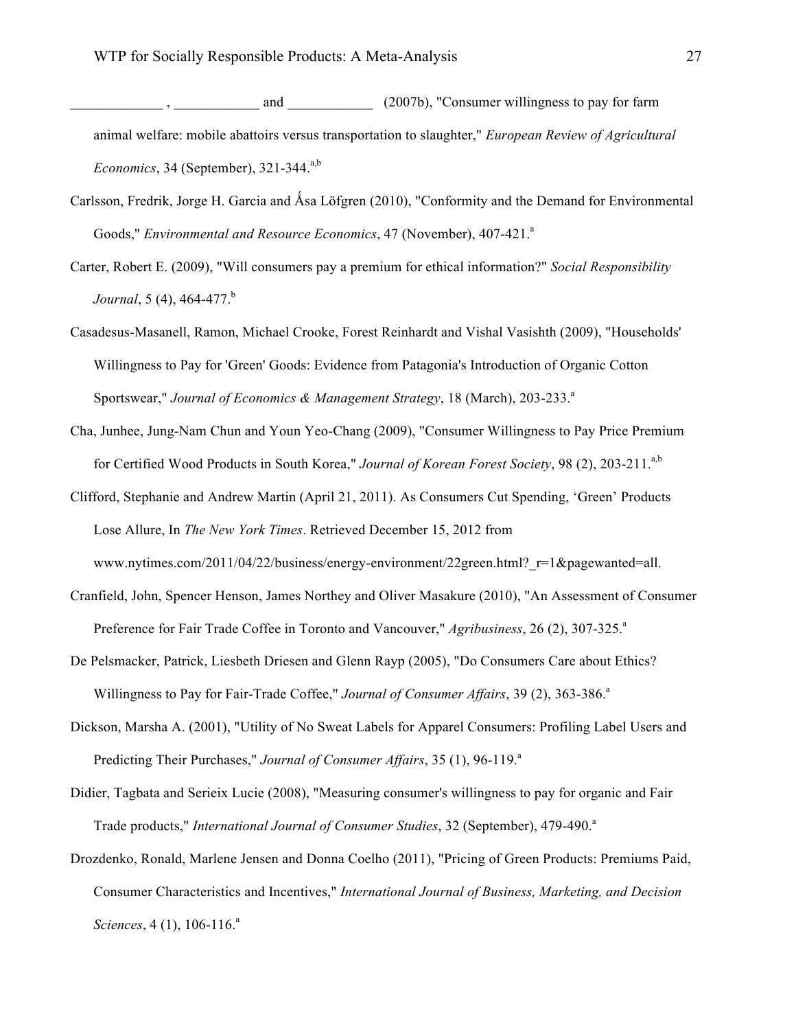_____________ , ____________ and ____________ (2007b), "Consumer willingness to pay for farm animal welfare: mobile abattoirs versus transportation to slaughter," *European Review of Agricultural Economics*, 34 (September), 321-344.[a,b]

Carlsson, Fredrik, Jorge H. Garcia and Ǻsa Löfgren (2010), "Conformity and the Demand for Environmental Goods," *Environmental and Resource Economics*, 47 (November), 407-421.[a]

Carter, Robert E. (2009), "Will consumers pay a premium for ethical information?" *Social Responsibility Journal*, 5 (4), 464-477.[b]

Casadesus-Masanell, Ramon, Michael Crooke, Forest Reinhardt and Vishal Vasishth (2009), "Households' Willingness to Pay for 'Green' Goods: Evidence from Patagonia's Introduction of Organic Cotton Sportswear," *Journal of Economics & Management Strategy*, 18 (March), 203-233.[a]

Cha, Junhee, Jung-Nam Chun and Youn Yeo-Chang (2009), "Consumer Willingness to Pay Price Premium for Certified Wood Products in South Korea," *Journal of Korean Forest Society*, 98 (2), 203-211.[a,b]

Clifford, Stephanie and Andrew Martin (April 21, 2011). As Consumers Cut Spending, 'Green' Products Lose Allure, In *The New York Times*. Retrieved December 15, 2012 from www.nytimes.com/2011/04/22/business/energy-environment/22green.html?_r=1&pagewanted=all.

Cranfield, John, Spencer Henson, James Northey and Oliver Masakure (2010), "An Assessment of Consumer Preference for Fair Trade Coffee in Toronto and Vancouver," *Agribusiness*, 26 (2), 307-325.[a]

De Pelsmacker, Patrick, Liesbeth Driesen and Glenn Rayp (2005), "Do Consumers Care about Ethics? Willingness to Pay for Fair-Trade Coffee," *Journal of Consumer Affairs*, 39 (2), 363-386.[a]

Dickson, Marsha A. (2001), "Utility of No Sweat Labels for Apparel Consumers: Profiling Label Users and Predicting Their Purchases," *Journal of Consumer Affairs*, 35 (1), 96-119.[a]

Didier, Tagbata and Serieix Lucie (2008), "Measuring consumer's willingness to pay for organic and Fair Trade products," *International Journal of Consumer Studies*, 32 (September), 479-490.[a]

Drozdenko, Ronald, Marlene Jensen and Donna Coelho (2011), "Pricing of Green Products: Premiums Paid, Consumer Characteristics and Incentives," *International Journal of Business, Marketing, and Decision Sciences*, 4 (1), 106-116.[a]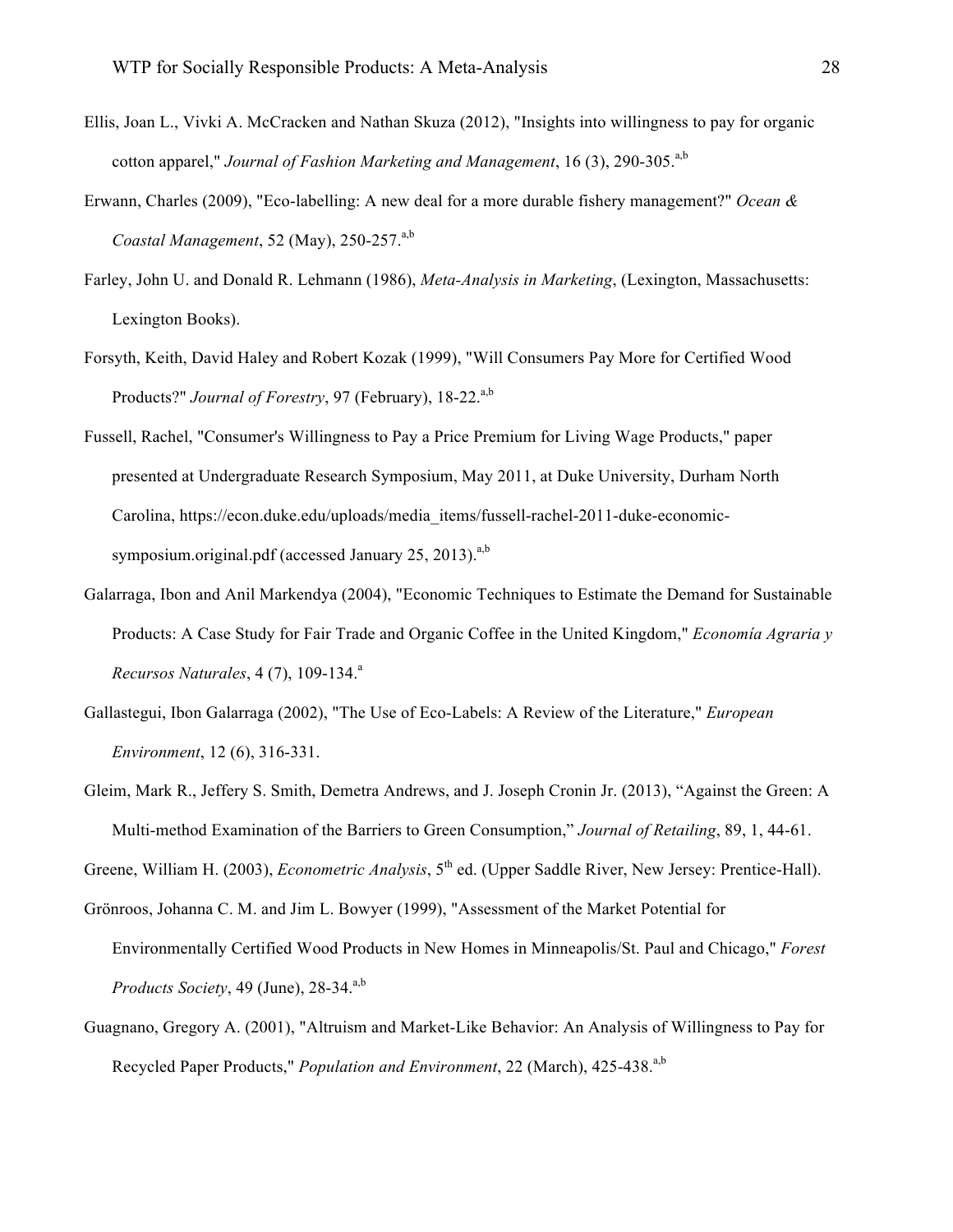Ellis, Joan L., Vivki A. McCracken and Nathan Skuza (2012), "Insights into willingness to pay for organic cotton apparel," *Journal of Fashion Marketing and Management*, 16 (3), 290-305.[a,b]

Erwann, Charles (2009), "Eco-labelling: A new deal for a more durable fishery management?" *Ocean & Coastal Management*, 52 (May), 250-257.[a,b]

Farley, John U. and Donald R. Lehmann (1986), *Meta-Analysis in Marketing*, (Lexington, Massachusetts: Lexington Books).

Forsyth, Keith, David Haley and Robert Kozak (1999), "Will Consumers Pay More for Certified Wood Products?" *Journal of Forestry*, 97 (February), 18-22.[a,b]

Fussell, Rachel, "Consumer's Willingness to Pay a Price Premium for Living Wage Products," paper presented at Undergraduate Research Symposium, May 2011, at Duke University, Durham North Carolina, https://econ.duke.edu/uploads/media_items/fussell-rachel-2011-duke-economic-symposium.original.pdf (accessed January 25, 2013).[a,b]

Galarraga, Ibon and Anil Markendya (2004), "Economic Techniques to Estimate the Demand for Sustainable Products: A Case Study for Fair Trade and Organic Coffee in the United Kingdom," *Economía Agraria y Recursos Naturales*, 4 (7), 109-134.[a]

Gallastegui, Ibon Galarraga (2002), "The Use of Eco-Labels: A Review of the Literature," *European Environment*, 12 (6), 316-331.

Gleim, Mark R., Jeffery S. Smith, Demetra Andrews, and J. Joseph Cronin Jr. (2013), "Against the Green: A Multi-method Examination of the Barriers to Green Consumption," *Journal of Retailing*, 89, 1, 44-61.

Greene, William H. (2003), *Econometric Analysis*, 5th ed. (Upper Saddle River, New Jersey: Prentice-Hall).

Grönroos, Johanna C. M. and Jim L. Bowyer (1999), "Assessment of the Market Potential for Environmentally Certified Wood Products in New Homes in Minneapolis/St. Paul and Chicago," *Forest Products Society*, 49 (June), 28-34.[a,b]

Guagnano, Gregory A. (2001), "Altruism and Market-Like Behavior: An Analysis of Willingness to Pay for Recycled Paper Products," *Population and Environment*, 22 (March), 425-438.[a,b]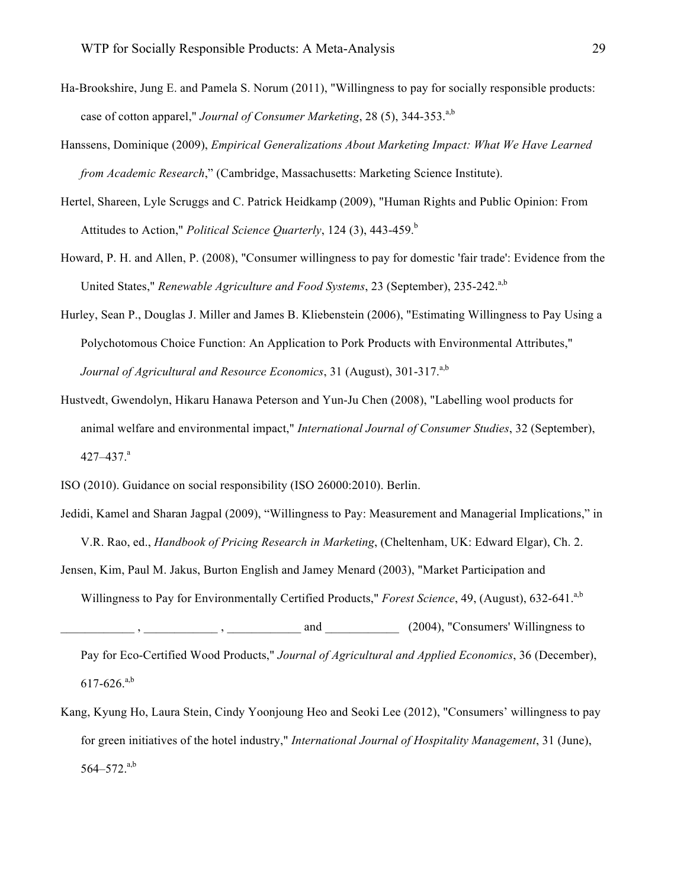Ha-Brookshire, Jung E. and Pamela S. Norum (2011), "Willingness to pay for socially responsible products: case of cotton apparel," *Journal of Consumer Marketing*, 28 (5), 344-353.[a,b]

Hanssens, Dominique (2009), *Empirical Generalizations About Marketing Impact: What We Have Learned from Academic Research*," (Cambridge, Massachusetts: Marketing Science Institute).

Hertel, Shareen, Lyle Scruggs and C. Patrick Heidkamp (2009), "Human Rights and Public Opinion: From Attitudes to Action," *Political Science Quarterly*, 124 (3), 443-459.[b]

Howard, P. H. and Allen, P. (2008), "Consumer willingness to pay for domestic 'fair trade': Evidence from the United States," *Renewable Agriculture and Food Systems*, 23 (September), 235-242.[a,b]

Hurley, Sean P., Douglas J. Miller and James B. Kliebenstein (2006), "Estimating Willingness to Pay Using a Polychotomous Choice Function: An Application to Pork Products with Environmental Attributes," *Journal of Agricultural and Resource Economics*, 31 (August), 301-317.[a,b]

Hustvedt, Gwendolyn, Hikaru Hanawa Peterson and Yun-Ju Chen (2008), "Labelling wool products for animal welfare and environmental impact," *International Journal of Consumer Studies*, 32 (September), 427–437.[a]

ISO (2010). Guidance on social responsibility (ISO 26000:2010). Berlin.

Jedidi, Kamel and Sharan Jagpal (2009), "Willingness to Pay: Measurement and Managerial Implications," in V.R. Rao, ed., *Handbook of Pricing Research in Marketing*, (Cheltenham, UK: Edward Elgar), Ch. 2.

Jensen, Kim, Paul M. Jakus, Burton English and Jamey Menard (2003), "Market Participation and Willingness to Pay for Environmentally Certified Products," *Forest Science*, 49, (August), 632-641.[a,b]

____________ , ____________ , ____________ and ____________ (2004), "Consumers' Willingness to Pay for Eco-Certified Wood Products," *Journal of Agricultural and Applied Economics*, 36 (December), 617-626.[a,b]

Kang, Kyung Ho, Laura Stein, Cindy Yoonjoung Heo and Seoki Lee (2012), "Consumers' willingness to pay for green initiatives of the hotel industry," *International Journal of Hospitality Management*, 31 (June), 564–572.[a,b]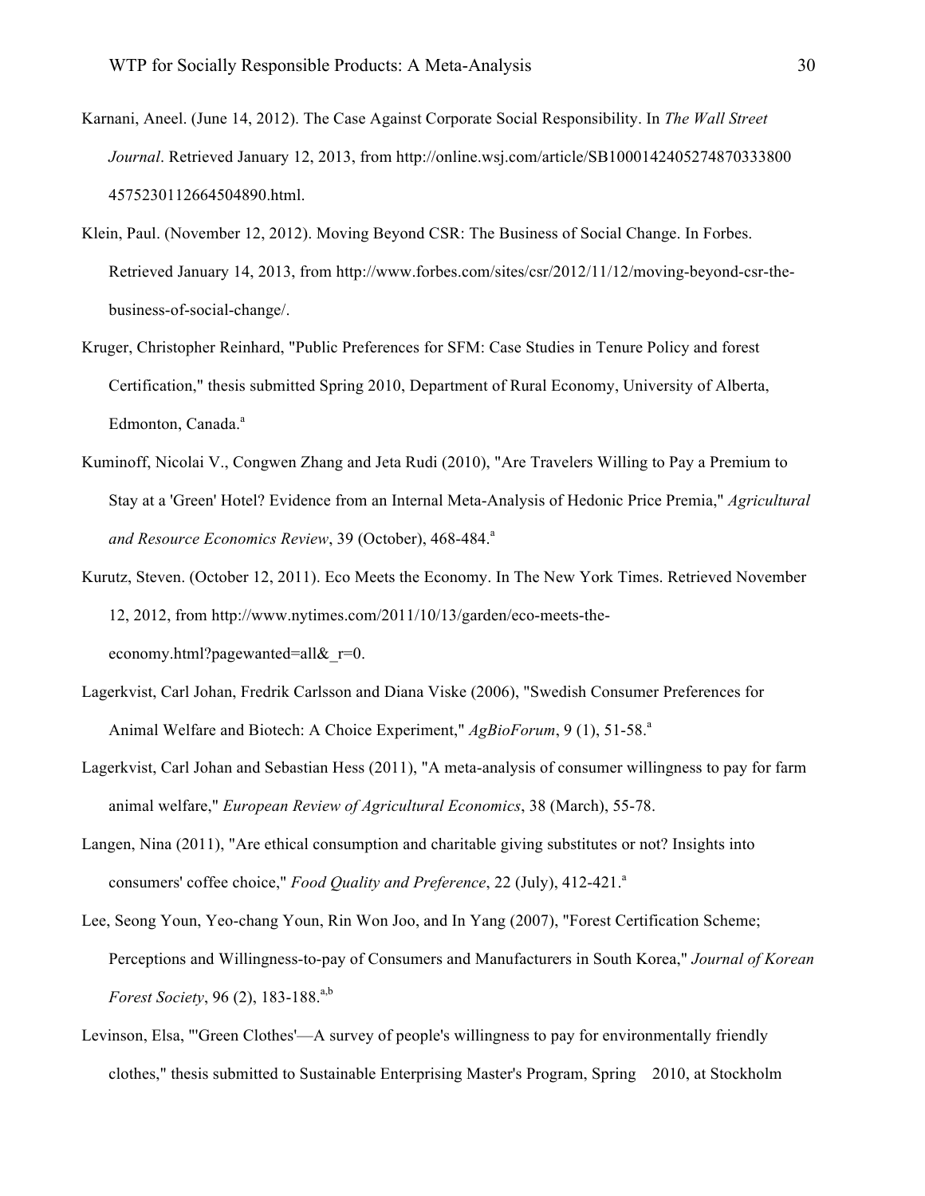Karnani, Aneel. (June 14, 2012). The Case Against Corporate Social Responsibility. In *The Wall Street Journal*. Retrieved January 12, 2013, from http://online.wsj.com/article/SB10001424052748703338004575230112664504890.html.

Klein, Paul. (November 12, 2012). Moving Beyond CSR: The Business of Social Change. In Forbes. Retrieved January 14, 2013, from http://www.forbes.com/sites/csr/2012/11/12/moving-beyond-csr-the-business-of-social-change/.

Kruger, Christopher Reinhard, "Public Preferences for SFM: Case Studies in Tenure Policy and forest Certification," thesis submitted Spring 2010, Department of Rural Economy, University of Alberta, Edmonton, Canada.[a]

Kuminoff, Nicolai V., Congwen Zhang and Jeta Rudi (2010), "Are Travelers Willing to Pay a Premium to Stay at a 'Green' Hotel? Evidence from an Internal Meta-Analysis of Hedonic Price Premia," *Agricultural and Resource Economics Review*, 39 (October), 468-484.[a]

Kurutz, Steven. (October 12, 2011). Eco Meets the Economy. In The New York Times. Retrieved November 12, 2012, from http://www.nytimes.com/2011/10/13/garden/eco-meets-the-economy.html?pagewanted=all&_r=0.

Lagerkvist, Carl Johan, Fredrik Carlsson and Diana Viske (2006), "Swedish Consumer Preferences for Animal Welfare and Biotech: A Choice Experiment," *AgBioForum*, 9 (1), 51-58.[a]

Lagerkvist, Carl Johan and Sebastian Hess (2011), "A meta-analysis of consumer willingness to pay for farm animal welfare," *European Review of Agricultural Economics*, 38 (March), 55-78.

Langen, Nina (2011), "Are ethical consumption and charitable giving substitutes or not? Insights into consumers' coffee choice," *Food Quality and Preference*, 22 (July), 412-421.[a]

Lee, Seong Youn, Yeo-chang Youn, Rin Won Joo, and In Yang (2007), "Forest Certification Scheme; Perceptions and Willingness-to-pay of Consumers and Manufacturers in South Korea," *Journal of Korean Forest Society*, 96 (2), 183-188.[a,b]

Levinson, Elsa, "'Green Clothes'—A survey of people's willingness to pay for environmentally friendly clothes," thesis submitted to Sustainable Enterprising Master's Program, Spring 2010, at Stockholm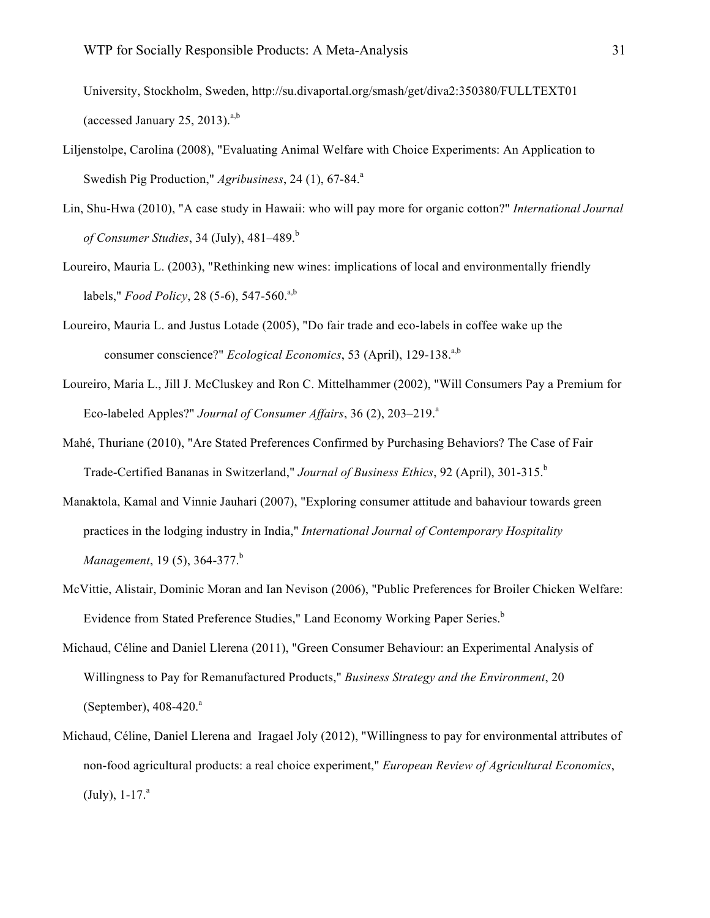University, Stockholm, Sweden, http://su.divaportal.org/smash/get/diva2:350380/FULLTEXT01 (accessed January 25, 2013).[a,b]

Liljenstolpe, Carolina (2008), "Evaluating Animal Welfare with Choice Experiments: An Application to Swedish Pig Production," *Agribusiness*, 24 (1), 67-84.[a]

Lin, Shu-Hwa (2010), "A case study in Hawaii: who will pay more for organic cotton?" *International Journal of Consumer Studies*, 34 (July), 481–489.[b]

Loureiro, Mauria L. (2003), "Rethinking new wines: implications of local and environmentally friendly labels," *Food Policy*, 28 (5-6), 547-560.[a,b]

Loureiro, Mauria L. and Justus Lotade (2005), "Do fair trade and eco-labels in coffee wake up the consumer conscience?" *Ecological Economics*, 53 (April), 129-138.[a,b]

Loureiro, Maria L., Jill J. McCluskey and Ron C. Mittelhammer (2002), "Will Consumers Pay a Premium for Eco-labeled Apples?" *Journal of Consumer Affairs*, 36 (2), 203–219.[a]

Mahé, Thuriane (2010), "Are Stated Preferences Confirmed by Purchasing Behaviors? The Case of Fair Trade-Certified Bananas in Switzerland," *Journal of Business Ethics*, 92 (April), 301-315.[b]

Manaktola, Kamal and Vinnie Jauhari (2007), "Exploring consumer attitude and bahaviour towards green practices in the lodging industry in India," *International Journal of Contemporary Hospitality Management*, 19 (5), 364-377.[b]

McVittie, Alistair, Dominic Moran and Ian Nevison (2006), "Public Preferences for Broiler Chicken Welfare: Evidence from Stated Preference Studies," Land Economy Working Paper Series.[b]

Michaud, Céline and Daniel Llerena (2011), "Green Consumer Behaviour: an Experimental Analysis of Willingness to Pay for Remanufactured Products," *Business Strategy and the Environment*, 20 (September), 408-420.[a]

Michaud, Céline, Daniel Llerena and Iragael Joly (2012), "Willingness to pay for environmental attributes of non-food agricultural products: a real choice experiment," *European Review of Agricultural Economics*, (July), 1-17.[a]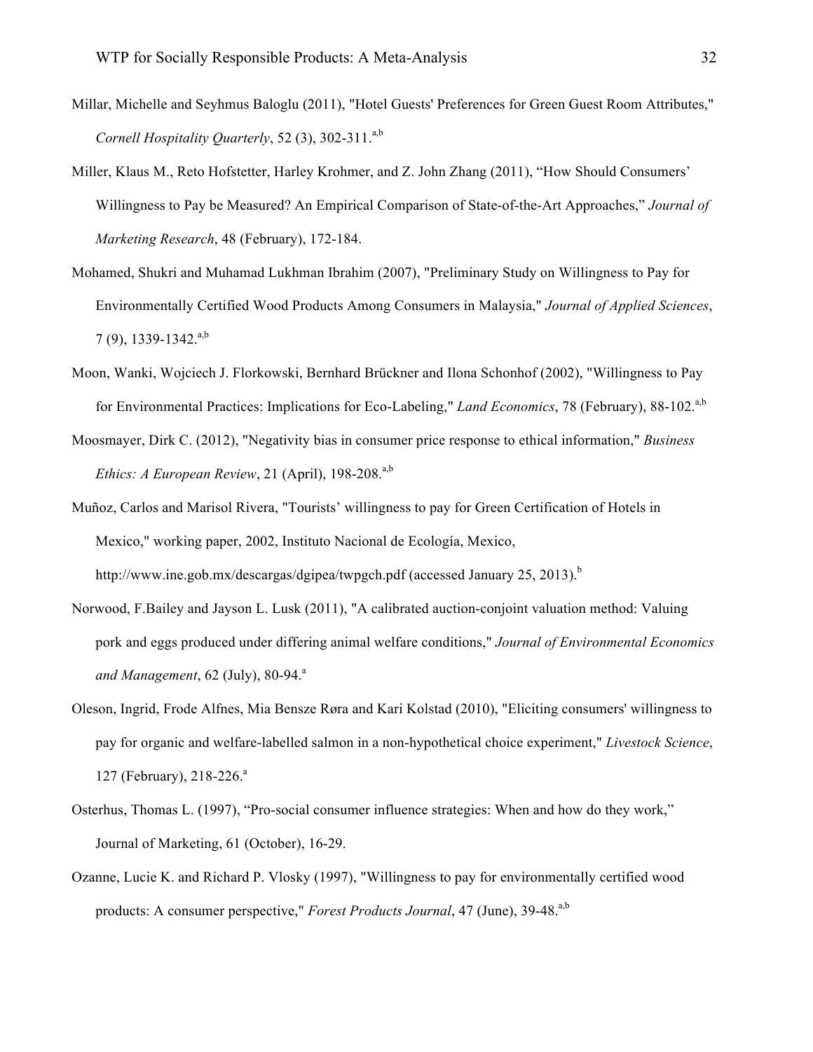Millar, Michelle and Seyhmus Baloglu (2011), "Hotel Guests' Preferences for Green Guest Room Attributes," *Cornell Hospitality Quarterly*, 52 (3), 302-311.[a,b]

Miller, Klaus M., Reto Hofstetter, Harley Krohmer, and Z. John Zhang (2011), "How Should Consumers' Willingness to Pay be Measured? An Empirical Comparison of State-of-the-Art Approaches," *Journal of Marketing Research*, 48 (February), 172-184.

Mohamed, Shukri and Muhamad Lukhman Ibrahim (2007), "Preliminary Study on Willingness to Pay for Environmentally Certified Wood Products Among Consumers in Malaysia," *Journal of Applied Sciences*, 7 (9), 1339-1342.[a,b]

Moon, Wanki, Wojciech J. Florkowski, Bernhard Brückner and Ilona Schonhof (2002), "Willingness to Pay for Environmental Practices: Implications for Eco-Labeling," *Land Economics*, 78 (February), 88-102.[a,b]

Moosmayer, Dirk C. (2012), "Negativity bias in consumer price response to ethical information," *Business Ethics: A European Review*, 21 (April), 198-208.[a,b]

Muñoz, Carlos and Marisol Rivera, "Tourists' willingness to pay for Green Certification of Hotels in Mexico," working paper, 2002, Instituto Nacional de Ecología, Mexico, http://www.ine.gob.mx/descargas/dgipea/twpgch.pdf (accessed January 25, 2013).[b]

Norwood, F.Bailey and Jayson L. Lusk (2011), "A calibrated auction-conjoint valuation method: Valuing pork and eggs produced under differing animal welfare conditions," *Journal of Environmental Economics and Management*, 62 (July), 80-94.[a]

Oleson, Ingrid, Frode Alfnes, Mia Bensze Røra and Kari Kolstad (2010), "Eliciting consumers' willingness to pay for organic and welfare-labelled salmon in a non-hypothetical choice experiment," *Livestock Science*, 127 (February), 218-226.[a]

Osterhus, Thomas L. (1997), "Pro-social consumer influence strategies: When and how do they work," Journal of Marketing, 61 (October), 16-29.

Ozanne, Lucie K. and Richard P. Vlosky (1997), "Willingness to pay for environmentally certified wood products: A consumer perspective," *Forest Products Journal*, 47 (June), 39-48.[a,b]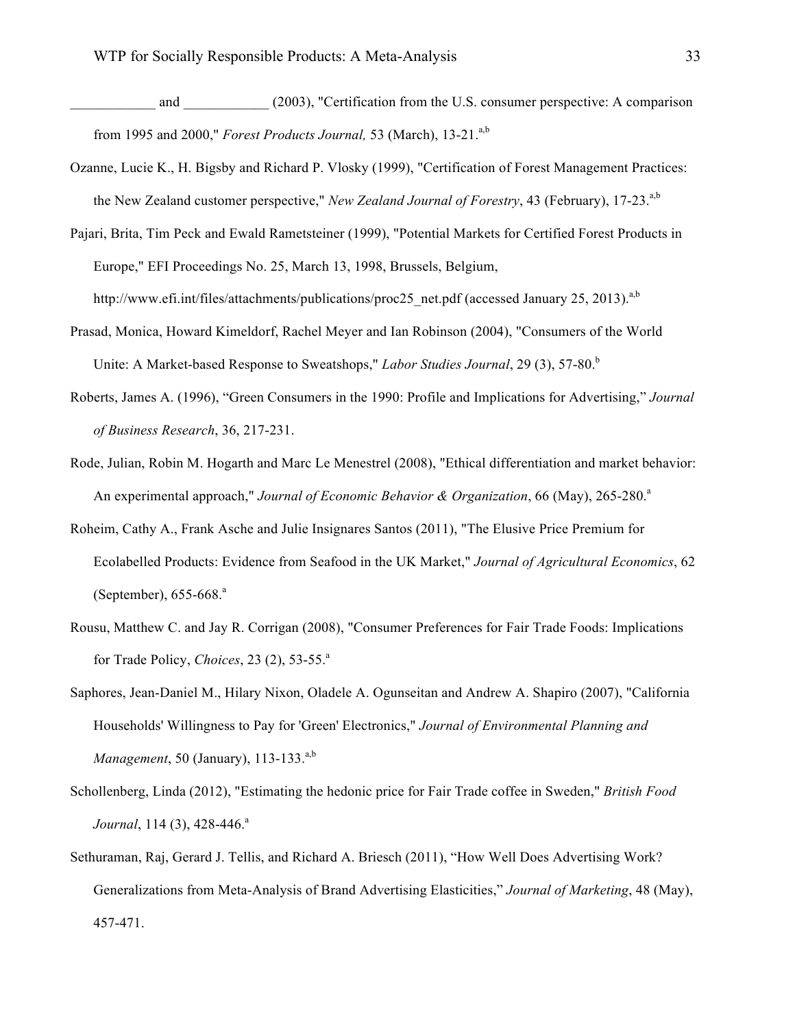____________ and ____________ (2003), "Certification from the U.S. consumer perspective: A comparison from 1995 and 2000," *Forest Products Journal,* 53 (March), 13-21.[a,b]

Ozanne, Lucie K., H. Bigsby and Richard P. Vlosky (1999), "Certification of Forest Management Practices: the New Zealand customer perspective," *New Zealand Journal of Forestry*, 43 (February), 17-23.[a,b]

Pajari, Brita, Tim Peck and Ewald Rametsteiner (1999), "Potential Markets for Certified Forest Products in Europe," EFI Proceedings No. 25, March 13, 1998, Brussels, Belgium, http://www.efi.int/files/attachments/publications/proc25_net.pdf (accessed January 25, 2013).[a,b]

Prasad, Monica, Howard Kimeldorf, Rachel Meyer and Ian Robinson (2004), "Consumers of the World Unite: A Market-based Response to Sweatshops," *Labor Studies Journal*, 29 (3), 57-80.[b]

Roberts, James A. (1996), "Green Consumers in the 1990: Profile and Implications for Advertising," *Journal of Business Research*, 36, 217-231.

Rode, Julian, Robin M. Hogarth and Marc Le Menestrel (2008), "Ethical differentiation and market behavior: An experimental approach," *Journal of Economic Behavior & Organization*, 66 (May), 265-280.[a]

Roheim, Cathy A., Frank Asche and Julie Insignares Santos (2011), "The Elusive Price Premium for Ecolabelled Products: Evidence from Seafood in the UK Market," *Journal of Agricultural Economics*, 62 (September), 655-668.[a]

Rousu, Matthew C. and Jay R. Corrigan (2008), "Consumer Preferences for Fair Trade Foods: Implications for Trade Policy, *Choices*, 23 (2), 53-55.[a]

Saphores, Jean-Daniel M., Hilary Nixon, Oladele A. Ogunseitan and Andrew A. Shapiro (2007), "California Households' Willingness to Pay for 'Green' Electronics," *Journal of Environmental Planning and Management*, 50 (January), 113-133.[a,b]

Schollenberg, Linda (2012), "Estimating the hedonic price for Fair Trade coffee in Sweden," *British Food Journal*, 114 (3), 428-446.[a]

Sethuraman, Raj, Gerard J. Tellis, and Richard A. Briesch (2011), "How Well Does Advertising Work? Generalizations from Meta-Analysis of Brand Advertising Elasticities," *Journal of Marketing*, 48 (May), 457-471.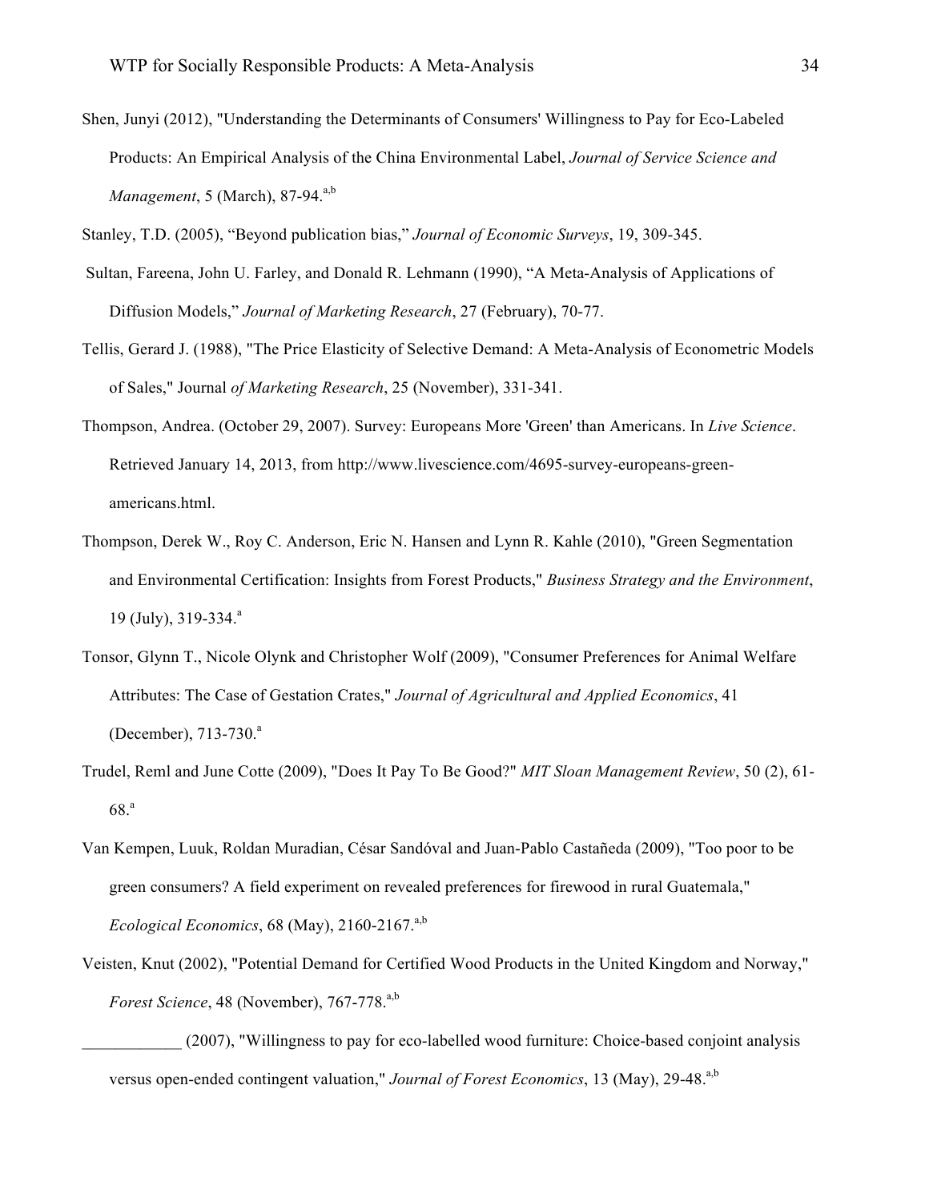Shen, Junyi (2012), "Understanding the Determinants of Consumers' Willingness to Pay for Eco-Labeled Products: An Empirical Analysis of the China Environmental Label, *Journal of Service Science and Management*, 5 (March), 87-94.[a,b]

Stanley, T.D. (2005), "Beyond publication bias," *Journal of Economic Surveys*, 19, 309-345.

Sultan, Fareena, John U. Farley, and Donald R. Lehmann (1990), "A Meta-Analysis of Applications of Diffusion Models," *Journal of Marketing Research*, 27 (February), 70-77.

Tellis, Gerard J. (1988), "The Price Elasticity of Selective Demand: A Meta-Analysis of Econometric Models of Sales," Journal *of Marketing Research*, 25 (November), 331-341.

Thompson, Andrea. (October 29, 2007). Survey: Europeans More 'Green' than Americans. In *Live Science*. Retrieved January 14, 2013, from http://www.livescience.com/4695-survey-europeans-green-americans.html.

Thompson, Derek W., Roy C. Anderson, Eric N. Hansen and Lynn R. Kahle (2010), "Green Segmentation and Environmental Certification: Insights from Forest Products," *Business Strategy and the Environment*, 19 (July), 319-334.[a]

Tonsor, Glynn T., Nicole Olynk and Christopher Wolf (2009), "Consumer Preferences for Animal Welfare Attributes: The Case of Gestation Crates," *Journal of Agricultural and Applied Economics*, 41 (December), 713-730.[a]

Trudel, Reml and June Cotte (2009), "Does It Pay To Be Good?" *MIT Sloan Management Review*, 50 (2), 61-68.[a]

Van Kempen, Luuk, Roldan Muradian, César Sandóval and Juan-Pablo Castañeda (2009), "Too poor to be green consumers? A field experiment on revealed preferences for firewood in rural Guatemala," *Ecological Economics*, 68 (May), 2160-2167.[a,b]

Veisten, Knut (2002), "Potential Demand for Certified Wood Products in the United Kingdom and Norway," *Forest Science*, 48 (November), 767-778.[a,b]

\_\_\_\_\_\_\_\_\_\_\_\_ (2007), "Willingness to pay for eco-labelled wood furniture: Choice-based conjoint analysis versus open-ended contingent valuation," *Journal of Forest Economics*, 13 (May), 29-48.[a,b]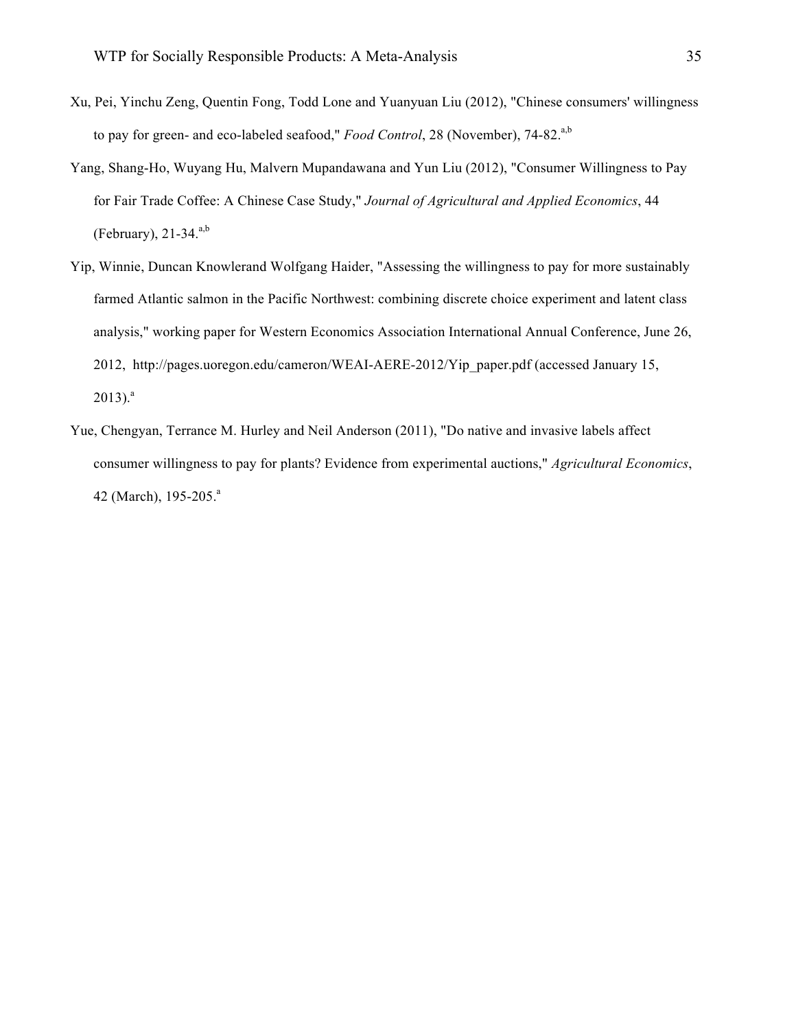Xu, Pei, Yinchu Zeng, Quentin Fong, Todd Lone and Yuanyuan Liu (2012), "Chinese consumers' willingness to pay for green- and eco-labeled seafood," *Food Control*, 28 (November), 74-82.[a,b]

Yang, Shang-Ho, Wuyang Hu, Malvern Mupandawana and Yun Liu (2012), "Consumer Willingness to Pay for Fair Trade Coffee: A Chinese Case Study," *Journal of Agricultural and Applied Economics*, 44 (February), 21-34.[a,b]

Yip, Winnie, Duncan Knowlerand Wolfgang Haider, "Assessing the willingness to pay for more sustainably farmed Atlantic salmon in the Pacific Northwest: combining discrete choice experiment and latent class analysis," working paper for Western Economics Association International Annual Conference, June 26, 2012, http://pages.uoregon.edu/cameron/WEAI-AERE-2012/Yip_paper.pdf (accessed January 15, 2013).[a]

Yue, Chengyan, Terrance M. Hurley and Neil Anderson (2011), "Do native and invasive labels affect consumer willingness to pay for plants? Evidence from experimental auctions," *Agricultural Economics*, 42 (March), 195-205.[a]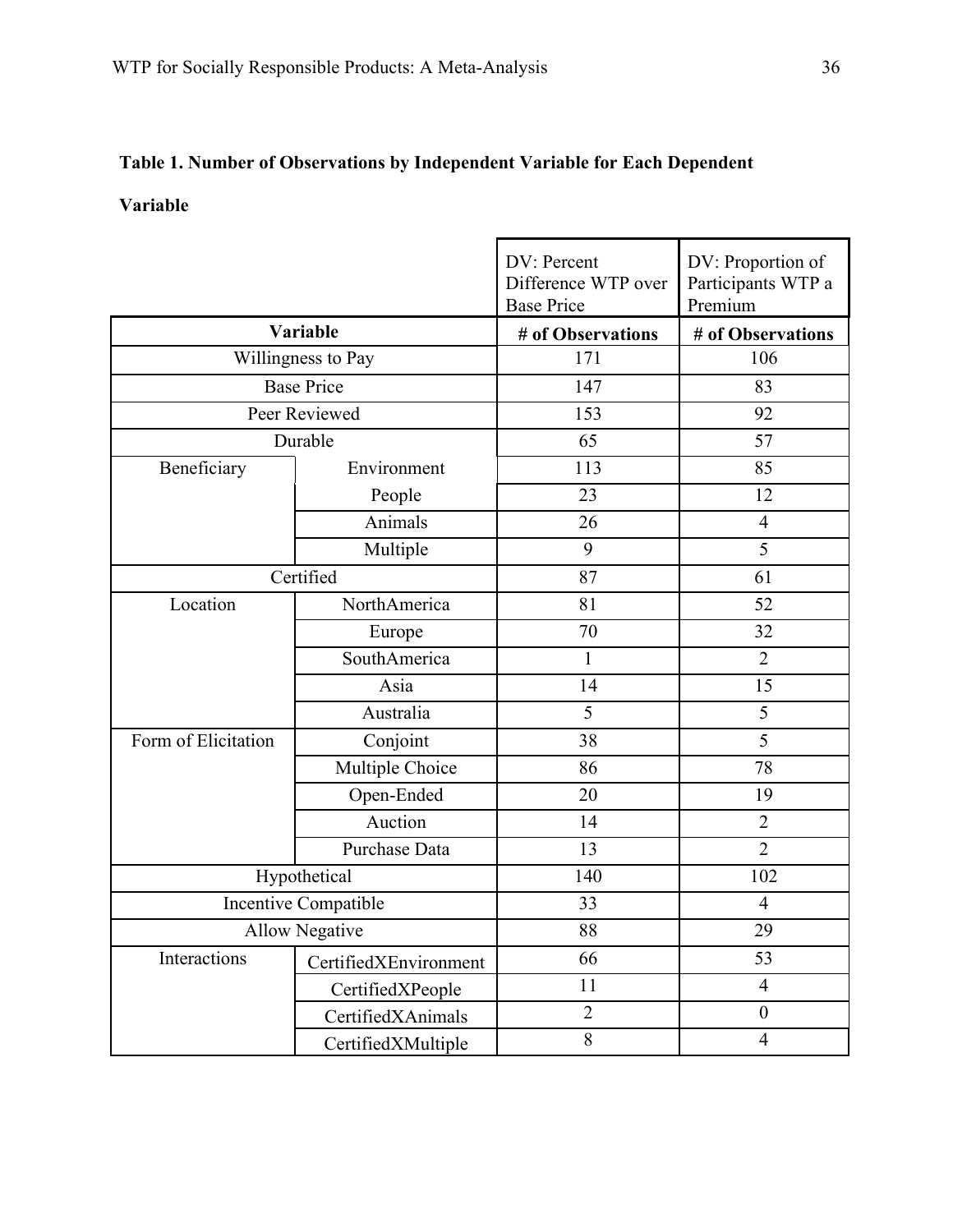**Table 1. Number of Observations by Independent Variable for Each Dependent Variable**

| Variable | | DV: Percent Difference WTP over Base Price | DV: Proportion of Participants WTP a Premium |
|---|---|---|---|
| | | # of Observations | # of Observations |
| Willingness to Pay | | 171 | 106 |
| Base Price | | 147 | 83 |
| Peer Reviewed | | 153 | 92 |
| Durable | | 65 | 57 |
| Beneficiary | Environment | 113 | 85 |
| | People | 23 | 12 |
| | Animals | 26 | 4 |
| | Multiple | 9 | 5 |
| Certified | | 87 | 61 |
| Location | NorthAmerica | 81 | 52 |
| | Europe | 70 | 32 |
| | SouthAmerica | 1 | 2 |
| | Asia | 14 | 15 |
| | Australia | 5 | 5 |
| Form of Elicitation | Conjoint | 38 | 5 |
| | Multiple Choice | 86 | 78 |
| | Open-Ended | 20 | 19 |
| | Auction | 14 | 2 |
| | Purchase Data | 13 | 2 |
| Hypothetical | | 140 | 102 |
| Incentive Compatible | | 33 | 4 |
| Allow Negative | | 88 | 29 |
| Interactions | CertifiedXEnvironment | 66 | 53 |
| | CertifiedXPeople | 11 | 4 |
| | CertifiedXAnimals | 2 | 0 |
| | CertifiedXMultiple | 8 | 4 |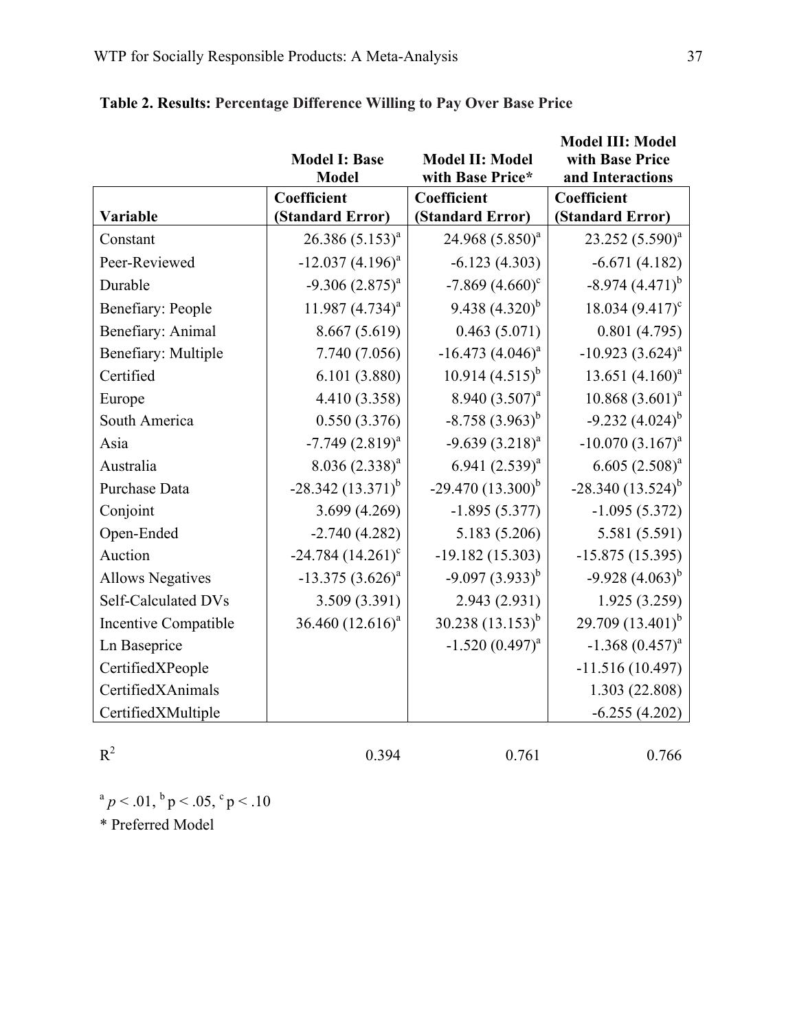**Table 2. Results: Percentage Difference Willing to Pay Over Base Price**

| | Model I: Base Model | Model II: Model with Base Price* | Model III: Model with Base Price and Interactions |
|---|---|---|---|
| Variable | Coefficient (Standard Error) | Coefficient (Standard Error) | Coefficient (Standard Error) |
| Constant | 26.386 (5.153)[a] | 24.968 (5.850)[a] | 23.252 (5.590)[a] |
| Peer-Reviewed | -12.037 (4.196)[a] | -6.123 (4.303) | -6.671 (4.182) |
| Durable | -9.306 (2.875)[a] | -7.869 (4.660)[c] | -8.974 (4.471)[b] |
| Benefiary: People | 11.987 (4.734)[a] | 9.438 (4.320)[b] | 18.034 (9.417)[c] |
| Benefiary: Animal | 8.667 (5.619) | 0.463 (5.071) | 0.801 (4.795) |
| Benefiary: Multiple | 7.740 (7.056) | -16.473 (4.046)[a] | -10.923 (3.624)[a] |
| Certified | 6.101 (3.880) | 10.914 (4.515)[b] | 13.651 (4.160)[a] |
| Europe | 4.410 (3.358) | 8.940 (3.507)[a] | 10.868 (3.601)[a] |
| South America | 0.550 (3.376) | -8.758 (3.963)[b] | -9.232 (4.024)[b] |
| Asia | -7.749 (2.819)[a] | -9.639 (3.218)[a] | -10.070 (3.167)[a] |
| Australia | 8.036 (2.338)[a] | 6.941 (2.539)[a] | 6.605 (2.508)[a] |
| Purchase Data | -28.342 (13.371)[b] | -29.470 (13.300)[b] | -28.340 (13.524)[b] |
| Conjoint | 3.699 (4.269) | -1.895 (5.377) | -1.095 (5.372) |
| Open-Ended | -2.740 (4.282) | 5.183 (5.206) | 5.581 (5.591) |
| Auction | -24.784 (14.261)[c] | -19.182 (15.303) | -15.875 (15.395) |
| Allows Negatives | -13.375 (3.626)[a] | -9.097 (3.933)[b] | -9.928 (4.063)[b] |
| Self-Calculated DVs | 3.509 (3.391) | 2.943 (2.931) | 1.925 (3.259) |
| Incentive Compatible | 36.460 (12.616)[a] | 30.238 (13.153)[b] | 29.709 (13.401)[b] |
| Ln Baseprice | | -1.520 (0.497)[a] | -1.368 (0.457)[a] |
| CertifiedXPeople | | | -11.516 (10.497) |
| CertifiedXAnimals | | | 1.303 (22.808) |
| CertifiedXMultiple | | | -6.255 (4.202) |
| $R^2$ | 0.394 | 0.761 | 0.766 |

[a] $p < .01$, [b] $p < .05$, [c] $p < .10$

\* Preferred Model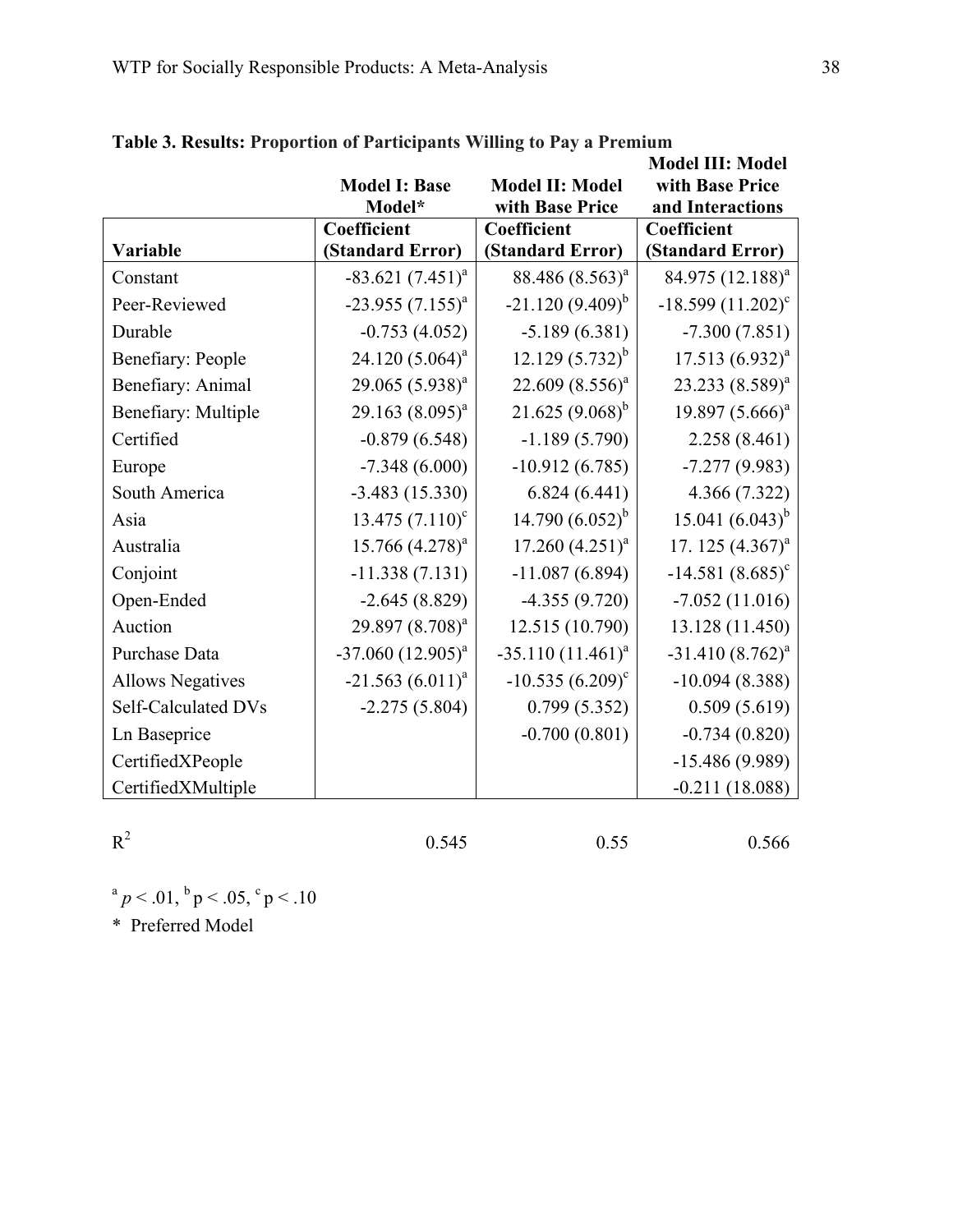**Table 3. Results: Proportion of Participants Willing to Pay a Premium**

| | Model I: Base Model* | Model II: Model with Base Price | Model III: Model with Base Price and Interactions |
|---|---|---|---|
| **Variable** | **Coefficient (Standard Error)** | **Coefficient (Standard Error)** | **Coefficient (Standard Error)** |
| Constant | -83.621 (7.451)[a] | 88.486 (8.563)[a] | 84.975 (12.188)[a] |
| Peer-Reviewed | -23.955 (7.155)[a] | -21.120 (9.409)[b] | -18.599 (11.202)[c] |
| Durable | -0.753 (4.052) | -5.189 (6.381) | -7.300 (7.851) |
| Benefiary: People | 24.120 (5.064)[a] | 12.129 (5.732)[b] | 17.513 (6.932)[a] |
| Benefiary: Animal | 29.065 (5.938)[a] | 22.609 (8.556)[a] | 23.233 (8.589)[a] |
| Benefiary: Multiple | 29.163 (8.095)[a] | 21.625 (9.068)[b] | 19.897 (5.666)[a] |
| Certified | -0.879 (6.548) | -1.189 (5.790) | 2.258 (8.461) |
| Europe | -7.348 (6.000) | -10.912 (6.785) | -7.277 (9.983) |
| South America | -3.483 (15.330) | 6.824 (6.441) | 4.366 (7.322) |
| Asia | 13.475 (7.110)[c] | 14.790 (6.052)[b] | 15.041 (6.043)[b] |
| Australia | 15.766 (4.278)[a] | 17.260 (4.251)[a] | 17. 125 (4.367)[a] |
| Conjoint | -11.338 (7.131) | -11.087 (6.894) | -14.581 (8.685)[c] |
| Open-Ended | -2.645 (8.829) | -4.355 (9.720) | -7.052 (11.016) |
| Auction | 29.897 (8.708)[a] | 12.515 (10.790) | 13.128 (11.450) |
| Purchase Data | -37.060 (12.905)[a] | -35.110 (11.461)[a] | -31.410 (8.762)[a] |
| Allows Negatives | -21.563 (6.011)[a] | -10.535 (6.209)[c] | -10.094 (8.388) |
| Self-Calculated DVs | -2.275 (5.804) | 0.799 (5.352) | 0.509 (5.619) |
| Ln Baseprice | | -0.700 (0.801) | -0.734 (0.820) |
| CertifiedXPeople | | | -15.486 (9.989) |
| CertifiedXMultiple | | | -0.211 (18.088) |
| $R^2$ | 0.545 | 0.55 | 0.566 |

[a] $p < .01$, [b] $p < .05$, [c] $p < .10$

\* Preferred Model